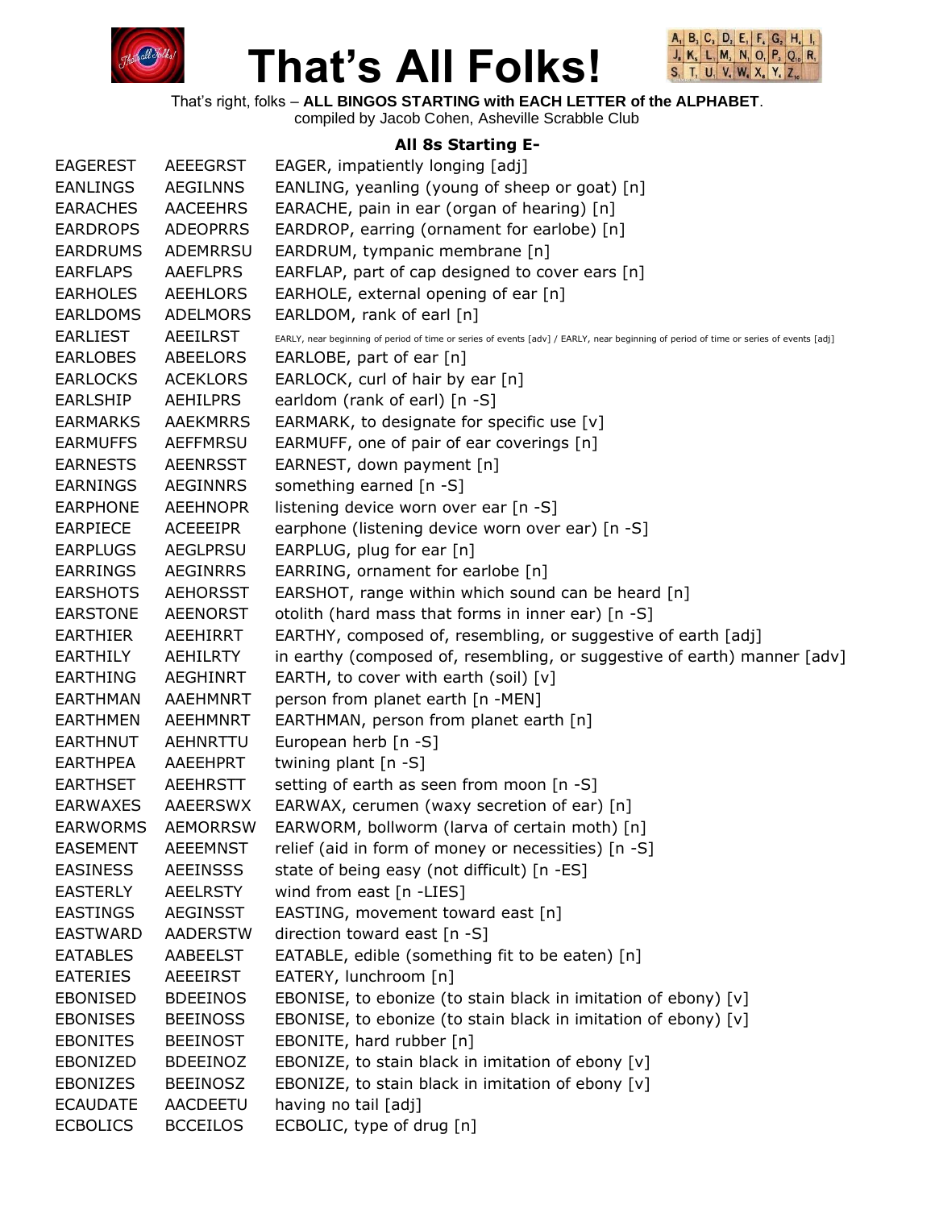# That's All Folks!

That's right, folks – **ALL BINGOS STARTING with EACH LETTER of the ALPHABET**.
compiled by Jacob Cohen, Asheville Scrabble Club

## All 8s Starting E-

| | | |
|---|---|---|
| EAGEREST | AEEEGRST | EAGER, impatiently longing [adj] |
| EANLINGS | AEGILNNS | EANLING, yeanling (young of sheep or goat) [n] |
| EARACHES | AACEEHRS | EARACHE, pain in ear (organ of hearing) [n] |
| EARDROPS | ADEOPRRS | EARDROP, earring (ornament for earlobe) [n] |
| EARDRUMS | ADEMRRSU | EARDRUM, tympanic membrane [n] |
| EARFLAPS | AAEFLPRS | EARFLAP, part of cap designed to cover ears [n] |
| EARHOLES | AEEHLORS | EARHOLE, external opening of ear [n] |
| EARLDOMS | ADELMORS | EARLDOM, rank of earl [n] |
| EARLIEST | AEEILRST | EARLY, near beginning of period of time or series of events [adv] / EARLY, near beginning of period of time or series of events [adj] |
| EARLOBES | ABEELORS | EARLOBE, part of ear [n] |
| EARLOCKS | ACEKLORS | EARLOCK, curl of hair by ear [n] |
| EARLSHIP | AEHILPRS | earldom (rank of earl) [n -S] |
| EARMARKS | AAEKMRRS | EARMARK, to designate for specific use [v] |
| EARMUFFS | AEFFMRSU | EARMUFF, one of pair of ear coverings [n] |
| EARNESTS | AEENRSST | EARNEST, down payment [n] |
| EARNINGS | AEGINNRS | something earned [n -S] |
| EARPHONE | AEEHNOPR | listening device worn over ear [n -S] |
| EARPIECE | ACEEEIPR | earphone (listening device worn over ear) [n -S] |
| EARPLUGS | AEGLPRSU | EARPLUG, plug for ear [n] |
| EARRINGS | AEGINRRS | EARRING, ornament for earlobe [n] |
| EARSHOTS | AEHORSST | EARSHOT, range within which sound can be heard [n] |
| EARSTONE | AEENORST | otolith (hard mass that forms in inner ear) [n -S] |
| EARTHIER | AEEHIRRT | EARTHY, composed of, resembling, or suggestive of earth [adj] |
| EARTHILY | AEHILRTY | in earthy (composed of, resembling, or suggestive of earth) manner [adv] |
| EARTHING | AEGHINRT | EARTH, to cover with earth (soil) [v] |
| EARTHMAN | AAEHMNRT | person from planet earth [n -MEN] |
| EARTHMEN | AEEHMNRT | EARTHMAN, person from planet earth [n] |
| EARTHNUT | AEHNRTTU | European herb [n -S] |
| EARTHPEA | AAEEHPRT | twining plant [n -S] |
| EARTHSET | AEEHRSTT | setting of earth as seen from moon [n -S] |
| EARWAXES | AAEERSWX | EARWAX, cerumen (waxy secretion of ear) [n] |
| EARWORMS | AEMORRSW | EARWORM, bollworm (larva of certain moth) [n] |
| EASEMENT | AEEEMNST | relief (aid in form of money or necessities) [n -S] |
| EASINESS | AEEINSSS | state of being easy (not difficult) [n -ES] |
| EASTERLY | AEELRSTY | wind from east [n -LIES] |
| EASTINGS | AEGINSST | EASTING, movement toward east [n] |
| EASTWARD | AADERSTW | direction toward east [n -S] |
| EATABLES | AABEELST | EATABLE, edible (something fit to be eaten) [n] |
| EATERIES | AEEEIRST | EATERY, lunchroom [n] |
| EBONISED | BDEEINOS | EBONISE, to ebonize (to stain black in imitation of ebony) [v] |
| EBONISES | BEEINOSS | EBONISE, to ebonize (to stain black in imitation of ebony) [v] |
| EBONITES | BEEINOST | EBONITE, hard rubber [n] |
| EBONIZED | BDEEINOZ | EBONIZE, to stain black in imitation of ebony [v] |
| EBONIZES | BEEINOSZ | EBONIZE, to stain black in imitation of ebony [v] |
| ECAUDATE | AACDEETU | having no tail [adj] |
| ECBOLICS | BCCEILOS | ECBOLIC, type of drug [n] |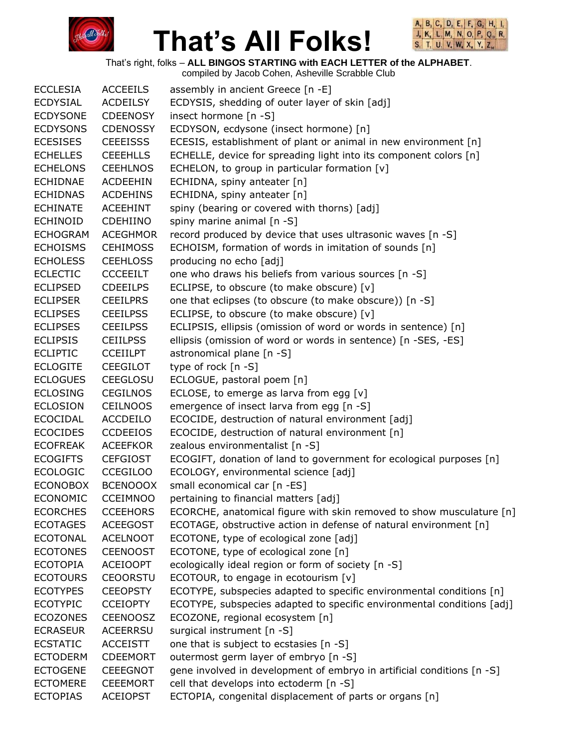# That's All Folks!

That's right, folks – **ALL BINGOS STARTING with EACH LETTER of the ALPHABET**.
compiled by Jacob Cohen, Asheville Scrabble Club

| | | |
|---|---|---|
| ECCLESIA | ACCEEILS | assembly in ancient Greece [n -E] |
| ECDYSIAL | ACDEILSY | ECDYSIS, shedding of outer layer of skin [adj] |
| ECDYSONE | CDEENOSY | insect hormone [n -S] |
| ECDYSONS | CDENOSSY | ECDYSON, ecdysone (insect hormone) [n] |
| ECESISES | CEEEISSS | ECESIS, establishment of plant or animal in new environment [n] |
| ECHELLES | CEEEHLLS | ECHELLE, device for spreading light into its component colors [n] |
| ECHELONS | CEEHLNOS | ECHELON, to group in particular formation [v] |
| ECHIDNAE | ACDEEHIN | ECHIDNA, spiny anteater [n] |
| ECHIDNAS | ACDEHINS | ECHIDNA, spiny anteater [n] |
| ECHINATE | ACEEHINT | spiny (bearing or covered with thorns) [adj] |
| ECHINOID | CDEHIINO | spiny marine animal [n -S] |
| ECHOGRAM | ACEGHMOR | record produced by device that uses ultrasonic waves [n -S] |
| ECHOISMS | CEHIMOSS | ECHOISM, formation of words in imitation of sounds [n] |
| ECHOLESS | CEEHLOSS | producing no echo [adj] |
| ECLECTIC | CCCEEILT | one who draws his beliefs from various sources [n -S] |
| ECLIPSED | CDEEILPS | ECLIPSE, to obscure (to make obscure) [v] |
| ECLIPSER | CEEILPRS | one that eclipses (to obscure (to make obscure)) [n -S] |
| ECLIPSES | CEEILPSS | ECLIPSE, to obscure (to make obscure) [v] |
| ECLIPSES | CEEILPSS | ECLIPSIS, ellipsis (omission of word or words in sentence) [n] |
| ECLIPSIS | CEIILPSS | ellipsis (omission of word or words in sentence) [n -SES, -ES] |
| ECLIPTIC | CCEIILPT | astronomical plane [n -S] |
| ECLOGITE | CEEGILOT | type of rock [n -S] |
| ECLOGUES | CEEGLOSU | ECLOGUE, pastoral poem [n] |
| ECLOSING | CEGILNOS | ECLOSE, to emerge as larva from egg [v] |
| ECLOSION | CEILNOOS | emergence of insect larva from egg [n -S] |
| ECOCIDAL | ACCDEILO | ECOCIDE, destruction of natural environment [adj] |
| ECOCIDES | CCDEEIOS | ECOCIDE, destruction of natural environment [n] |
| ECOFREAK | ACEEFKOR | zealous environmentalist [n -S] |
| ECOGIFTS | CEFGIOST | ECOGIFT, donation of land to government for ecological purposes [n] |
| ECOLOGIC | CCEGILOO | ECOLOGY, environmental science [adj] |
| ECONOBOX | BCENOOOX | small economical car [n -ES] |
| ECONOMIC | CCEIMNOO | pertaining to financial matters [adj] |
| ECORCHES | CCEEHORS | ECORCHE, anatomical figure with skin removed to show musculature [n] |
| ECOTAGES | ACEEGOST | ECOTAGE, obstructive action in defense of natural environment [n] |
| ECOTONAL | ACELNOOT | ECOTONE, type of ecological zone [adj] |
| ECOTONES | CEENOOST | ECOTONE, type of ecological zone [n] |
| ECOTOPIA | ACEIOOPT | ecologically ideal region or form of society [n -S] |
| ECOTOURS | CEOORSTU | ECOTOUR, to engage in ecotourism [v] |
| ECOTYPES | CEEOPSTY | ECOTYPE, subspecies adapted to specific environmental conditions [n] |
| ECOTYPIC | CCEIOPTY | ECOTYPE, subspecies adapted to specific environmental conditions [adj] |
| ECOZONES | CEENOOSZ | ECOZONE, regional ecosystem [n] |
| ECRASEUR | ACEERRSU | surgical instrument [n -S] |
| ECSTATIC | ACCEISTT | one that is subject to ecstasies [n -S] |
| ECTODERM | CDEEMORT | outermost germ layer of embryo [n -S] |
| ECTOGENE | CEEEGNOT | gene involved in development of embryo in artificial conditions [n -S] |
| ECTOMERE | CEEEMORT | cell that develops into ectoderm [n -S] |
| ECTOPIAS | ACEIOPST | ECTOPIA, congenital displacement of parts or organs [n] |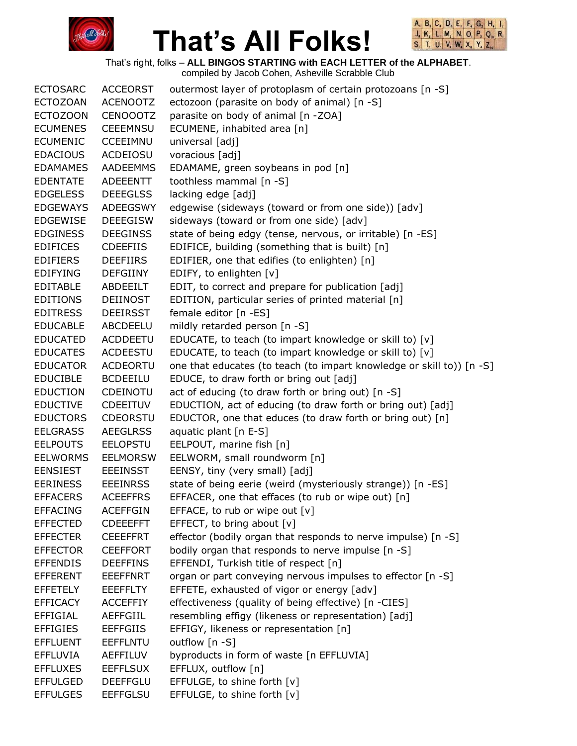# That's All Folks!

That's right, folks – **ALL BINGOS STARTING with EACH LETTER of the ALPHABET**.
compiled by Jacob Cohen, Asheville Scrabble Club

| | | |
|---|---|---|
| ECTOSARC | ACCEORST | outermost layer of protoplasm of certain protozoans [n -S] |
| ECTOZOAN | ACENOOTZ | ectozoon (parasite on body of animal) [n -S] |
| ECTOZOON | CENOOOTZ | parasite on body of animal [n -ZOA] |
| ECUMENES | CEEEMNSU | ECUMENE, inhabited area [n] |
| ECUMENIC | CCEEIMNU | universal [adj] |
| EDACIOUS | ACDEIOSU | voracious [adj] |
| EDAMAMES | AADEEMMS | EDAMAME, green soybeans in pod [n] |
| EDENTATE | ADEEENTT | toothless mammal [n -S] |
| EDGELESS | DEEEGLSS | lacking edge [adj] |
| EDGEWAYS | ADEEGSWY | edgewise (sideways (toward or from one side)) [adv] |
| EDGEWISE | DEEEGISW | sideways (toward or from one side) [adv] |
| EDGINESS | DEEGINSS | state of being edgy (tense, nervous, or irritable) [n -ES] |
| EDIFICES | CDEEFIIS | EDIFICE, building (something that is built) [n] |
| EDIFIERS | DEEFIIRS | EDIFIER, one that edifies (to enlighten) [n] |
| EDIFYING | DEFGIINY | EDIFY, to enlighten [v] |
| EDITABLE | ABDEEILT | EDIT, to correct and prepare for publication [adj] |
| EDITIONS | DEIINOST | EDITION, particular series of printed material [n] |
| EDITRESS | DEEIRSST | female editor [n -ES] |
| EDUCABLE | ABCDEELU | mildly retarded person [n -S] |
| EDUCATED | ACDDEETU | EDUCATE, to teach (to impart knowledge or skill to) [v] |
| EDUCATES | ACDEESTU | EDUCATE, to teach (to impart knowledge or skill to) [v] |
| EDUCATOR | ACDEORTU | one that educates (to teach (to impart knowledge or skill to)) [n -S] |
| EDUCIBLE | BCDEEILU | EDUCE, to draw forth or bring out [adj] |
| EDUCTION | CDEINOTU | act of educing (to draw forth or bring out) [n -S] |
| EDUCTIVE | CDEEITUV | EDUCTION, act of educing (to draw forth or bring out) [adj] |
| EDUCTORS | CDEORSTU | EDUCTOR, one that educes (to draw forth or bring out) [n] |
| EELGRASS | AEEGLRSS | aquatic plant [n E-S] |
| EELPOUTS | EELOPSTU | EELPOUT, marine fish [n] |
| EELWORMS | EELMORSW | EELWORM, small roundworm [n] |
| EENSIEST | EEEINSST | EENSY, tiny (very small) [adj] |
| EERINESS | EEEINRSS | state of being eerie (weird (mysteriously strange)) [n -ES] |
| EFFACERS | ACEEFFRS | EFFACER, one that effaces (to rub or wipe out) [n] |
| EFFACING | ACEFFGIN | EFFACE, to rub or wipe out [v] |
| EFFECTED | CDEEEFFT | EFFECT, to bring about [v] |
| EFFECTER | CEEEFFRT | effector (bodily organ that responds to nerve impulse) [n -S] |
| EFFECTOR | CEEFFORT | bodily organ that responds to nerve impulse [n -S] |
| EFFENDIS | DEEFFINS | EFFENDI, Turkish title of respect [n] |
| EFFERENT | EEEFFNRT | organ or part conveying nervous impulses to effector [n -S] |
| EFFETELY | EEEFFLTY | EFFETE, exhausted of vigor or energy [adv] |
| EFFICACY | ACCEFFIY | effectiveness (quality of being effective) [n -CIES] |
| EFFIGIAL | AEFFGIIL | resembling effigy (likeness or representation) [adj] |
| EFFIGIES | EEFFGIIS | EFFIGY, likeness or representation [n] |
| EFFLUENT | EEFFLNTU | outflow [n -S] |
| EFFLUVIA | AEFFILUV | byproducts in form of waste [n EFFLUVIA] |
| EFFLUXES | EEFFLSUX | EFFLUX, outflow [n] |
| EFFULGED | DEEFFGLU | EFFULGE, to shine forth [v] |
| EFFULGES | EEFFGLSU | EFFULGE, to shine forth [v] |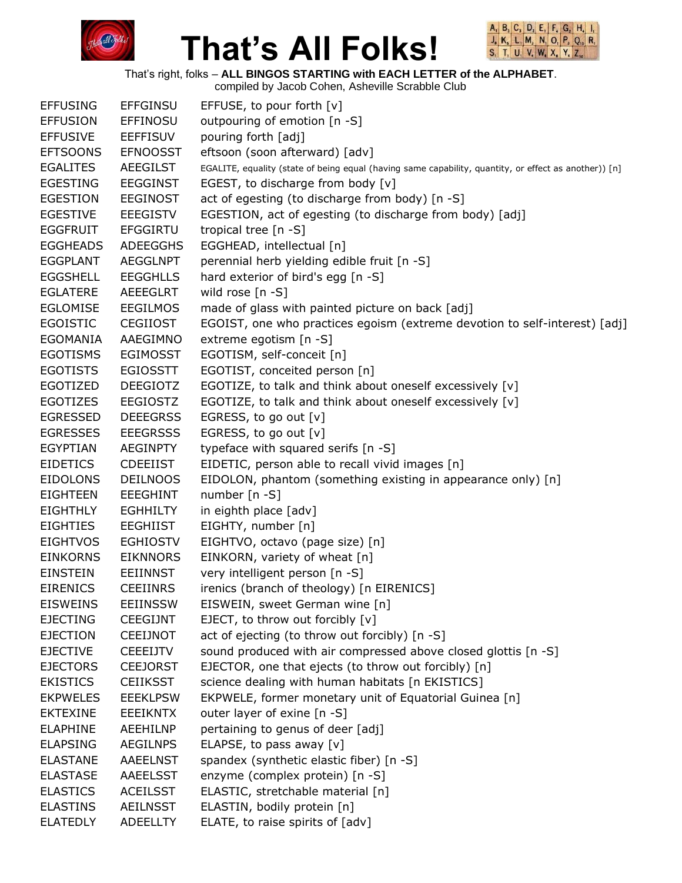# That's All Folks!

That's right, folks – **ALL BINGOS STARTING with EACH LETTER of the ALPHABET**.
compiled by Jacob Cohen, Asheville Scrabble Club

| | | |
|---|---|---|
| EFFUSING | EFFGINSU | EFFUSE, to pour forth [v] |
| EFFUSION | EFFINOSU | outpouring of emotion [n -S] |
| EFFUSIVE | EEFFISUV | pouring forth [adj] |
| EFTSOONS | EFNOOSST | eftsoon (soon afterward) [adv] |
| EGALITES | AEEGILST | EGALITE, equality (state of being equal (having same capability, quantity, or effect as another)) [n] |
| EGESTING | EEGGINST | EGEST, to discharge from body [v] |
| EGESTION | EEGINOST | act of egesting (to discharge from body) [n -S] |
| EGESTIVE | EEEGISTV | EGESTION, act of egesting (to discharge from body) [adj] |
| EGGFRUIT | EFGGIRTU | tropical tree [n -S] |
| EGGHEADS | ADEEGGHS | EGGHEAD, intellectual [n] |
| EGGPLANT | AEGGLNPT | perennial herb yielding edible fruit [n -S] |
| EGGSHELL | EEGGHLLS | hard exterior of bird's egg [n -S] |
| EGLATERE | AEEEGLRT | wild rose [n -S] |
| EGLOMISE | EEGILMOS | made of glass with painted picture on back [adj] |
| EGOISTIC | CEGIIOST | EGOIST, one who practices egoism (extreme devotion to self-interest) [adj] |
| EGOMANIA | AAEGIMNO | extreme egotism [n -S] |
| EGOTISMS | EGIMOSST | EGOTISM, self-conceit [n] |
| EGOTISTS | EGIOSSTT | EGOTIST, conceited person [n] |
| EGOTIZED | DEEGIOTZ | EGOTIZE, to talk and think about oneself excessively [v] |
| EGOTIZES | EEGIOSTZ | EGOTIZE, to talk and think about oneself excessively [v] |
| EGRESSED | DEEEGRSS | EGRESS, to go out [v] |
| EGRESSES | EEEGRSSS | EGRESS, to go out [v] |
| EGYPTIAN | AEGINPTY | typeface with squared serifs [n -S] |
| EIDETICS | CDEEIIST | EIDETIC, person able to recall vivid images [n] |
| EIDOLONS | DEILNOOS | EIDOLON, phantom (something existing in appearance only) [n] |
| EIGHTEEN | EEEGHINT | number [n -S] |
| EIGHTHLY | EGHHILTY | in eighth place [adv] |
| EIGHTIES | EEGHIIST | EIGHTY, number [n] |
| EIGHTVOS | EGHIOSTV | EIGHTVO, octavo (page size) [n] |
| EINKORNS | EIKNNORS | EINKORN, variety of wheat [n] |
| EINSTEIN | EEIINNST | very intelligent person [n -S] |
| EIRENICS | CEEIINRS | irenics (branch of theology) [n EIRENICS] |
| EISWEINS | EEIINSSW | EISWEIN, sweet German wine [n] |
| EJECTING | CEEGIJNT | EJECT, to throw out forcibly [v] |
| EJECTION | CEEIJNOT | act of ejecting (to throw out forcibly) [n -S] |
| EJECTIVE | CEEEIJTV | sound produced with air compressed above closed glottis [n -S] |
| EJECTORS | CEEJORST | EJECTOR, one that ejects (to throw out forcibly) [n] |
| EKISTICS | CEIIKSST | science dealing with human habitats [n EKISTICS] |
| EKPWELES | EEEKLPSW | EKPWELE, former monetary unit of Equatorial Guinea [n] |
| EKTEXINE | EEEIKNTX | outer layer of exine [n -S] |
| ELAPHINE | AEEHILNP | pertaining to genus of deer [adj] |
| ELAPSING | AEGILNPS | ELAPSE, to pass away [v] |
| ELASTANE | AAEELNST | spandex (synthetic elastic fiber) [n -S] |
| ELASTASE | AAEELSST | enzyme (complex protein) [n -S] |
| ELASTICS | ACEILSST | ELASTIC, stretchable material [n] |
| ELASTINS | AEILNSST | ELASTIN, bodily protein [n] |
| ELATEDLY | ADEELLTY | ELATE, to raise spirits of [adv] |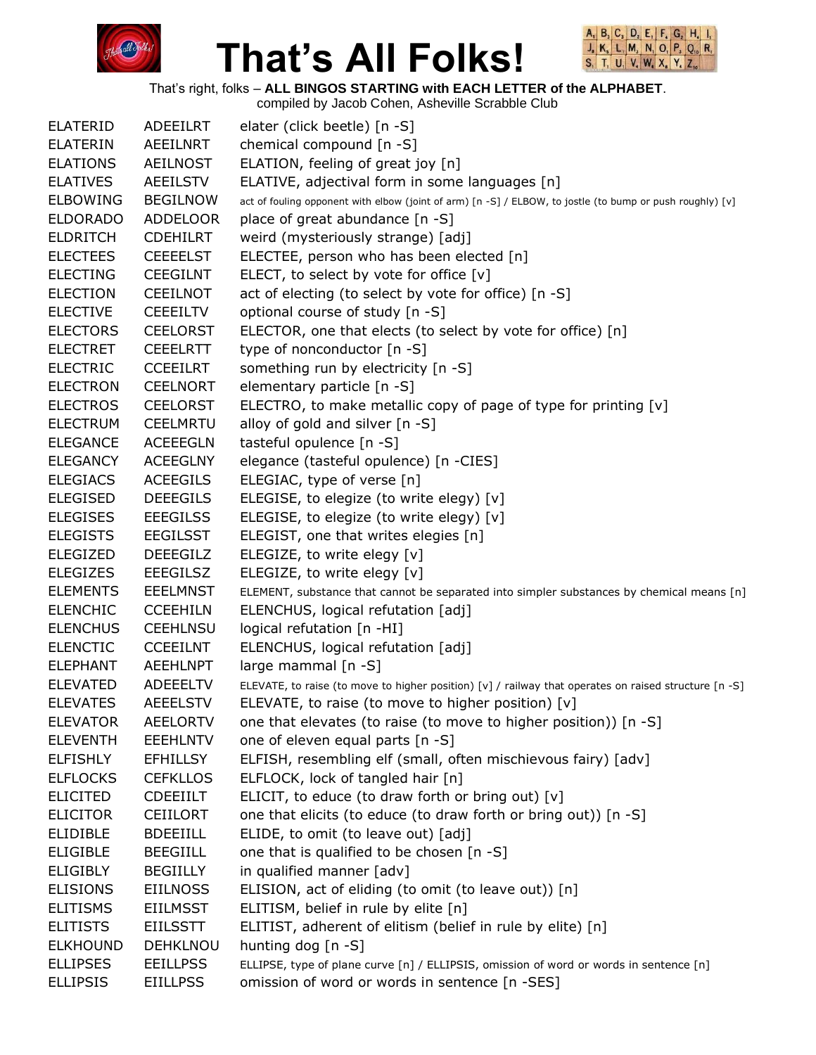# That's All Folks!

That's right, folks – **ALL BINGOS STARTING with EACH LETTER of the ALPHABET**.
compiled by Jacob Cohen, Asheville Scrabble Club

| | | |
|---|---|---|
| ELATERID | ADEEILRT | elater (click beetle) [n -S] |
| ELATERIN | AEEILNRT | chemical compound [n -S] |
| ELATIONS | AEILNOST | ELATION, feeling of great joy [n] |
| ELATIVES | AEEILSTV | ELATIVE, adjectival form in some languages [n] |
| ELBOWING | BEGILNOW | act of fouling opponent with elbow (joint of arm) [n -S] / ELBOW, to jostle (to bump or push roughly) [v] |
| ELDORADO | ADDELOOR | place of great abundance [n -S] |
| ELDRITCH | CDEHILRT | weird (mysteriously strange) [adj] |
| ELECTEES | CEEEELST | ELECTEE, person who has been elected [n] |
| ELECTING | CEEGILNT | ELECT, to select by vote for office [v] |
| ELECTION | CEEILNOT | act of electing (to select by vote for office) [n -S] |
| ELECTIVE | CEEEILTV | optional course of study [n -S] |
| ELECTORS | CEELORST | ELECTOR, one that elects (to select by vote for office) [n] |
| ELECTRET | CEEELRTT | type of nonconductor [n -S] |
| ELECTRIC | CCEEILRT | something run by electricity [n -S] |
| ELECTRON | CEELNORT | elementary particle [n -S] |
| ELECTROS | CEELORST | ELECTRO, to make metallic copy of page of type for printing [v] |
| ELECTRUM | CEELMRTU | alloy of gold and silver [n -S] |
| ELEGANCE | ACEEEGLN | tasteful opulence [n -S] |
| ELEGANCY | ACEEGLNY | elegance (tasteful opulence) [n -CIES] |
| ELEGIACS | ACEEGILS | ELEGIAC, type of verse [n] |
| ELEGISED | DEEEGILS | ELEGISE, to elegize (to write elegy) [v] |
| ELEGISES | EEEGILSS | ELEGISE, to elegize (to write elegy) [v] |
| ELEGISTS | EEGILSST | ELEGIST, one that writes elegies [n] |
| ELEGIZED | DEEEGILZ | ELEGIZE, to write elegy [v] |
| ELEGIZES | EEEGILSZ | ELEGIZE, to write elegy [v] |
| ELEMENTS | EEELMNST | ELEMENT, substance that cannot be separated into simpler substances by chemical means [n] |
| ELENCHIC | CCEEHILN | ELENCHUS, logical refutation [adj] |
| ELENCHUS | CEEHLNSU | logical refutation [n -HI] |
| ELENCTIC | CCEEILNT | ELENCHUS, logical refutation [adj] |
| ELEPHANT | AEEHLNPT | large mammal [n -S] |
| ELEVATED | ADEEELTV | ELEVATE, to raise (to move to higher position) [v] / railway that operates on raised structure [n -S] |
| ELEVATES | AEEELSTV | ELEVATE, to raise (to move to higher position) [v] |
| ELEVATOR | AEELORTV | one that elevates (to raise (to move to higher position)) [n -S] |
| ELEVENTH | EEEHLNTV | one of eleven equal parts [n -S] |
| ELFISHLY | EFHILLSY | ELFISH, resembling elf (small, often mischievous fairy) [adv] |
| ELFLOCKS | CEFKLLOS | ELFLOCK, lock of tangled hair [n] |
| ELICITED | CDEEIILT | ELICIT, to educe (to draw forth or bring out) [v] |
| ELICITOR | CEIILORT | one that elicits (to educe (to draw forth or bring out)) [n -S] |
| ELIDIBLE | BDEEIILL | ELIDE, to omit (to leave out) [adj] |
| ELIGIBLE | BEEGIILL | one that is qualified to be chosen [n -S] |
| ELIGIBLY | BEGIILLY | in qualified manner [adv] |
| ELISIONS | EIILNOSS | ELISION, act of eliding (to omit (to leave out)) [n] |
| ELITISMS | EIILMSST | ELITISM, belief in rule by elite [n] |
| ELITISTS | EIILSSTT | ELITIST, adherent of elitism (belief in rule by elite) [n] |
| ELKHOUND | DEHKLNOU | hunting dog [n -S] |
| ELLIPSES | EEILLPSS | ELLIPSE, type of plane curve [n] / ELLIPSIS, omission of word or words in sentence [n] |
| ELLIPSIS | EIILLPSS | omission of word or words in sentence [n -SES] |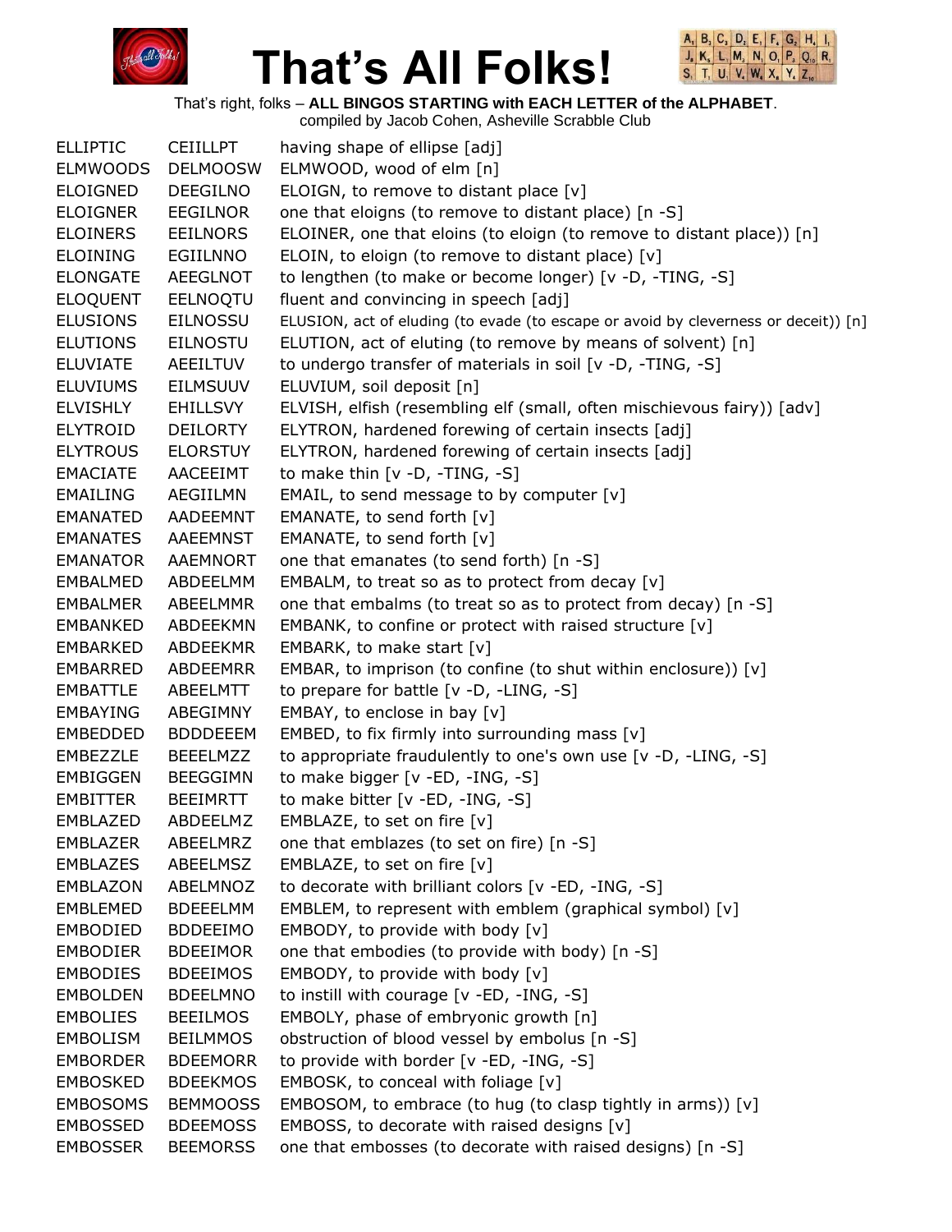# That's All Folks!

That's right, folks – **ALL BINGOS STARTING with EACH LETTER of the ALPHABET**.
compiled by Jacob Cohen, Asheville Scrabble Club

| | | |
|---|---|---|
| ELLIPTIC | CEIILLPT | having shape of ellipse [adj] |
| ELMWOODS | DELMOOSW | ELMWOOD, wood of elm [n] |
| ELOIGNED | DEEGILNO | ELOIGN, to remove to distant place [v] |
| ELOIGNER | EEGILNOR | one that eloigns (to remove to distant place) [n -S] |
| ELOINERS | EEILNORS | ELOINER, one that eloins (to eloign (to remove to distant place)) [n] |
| ELOINING | EGIILNNO | ELOIN, to eloign (to remove to distant place) [v] |
| ELONGATE | AEEGLNOT | to lengthen (to make or become longer) [v -D, -TING, -S] |
| ELOQUENT | EELNOQTU | fluent and convincing in speech [adj] |
| ELUSIONS | EILNOSSU | ELUSION, act of eluding (to evade (to escape or avoid by cleverness or deceit)) [n] |
| ELUTIONS | EILNOSTU | ELUTION, act of eluting (to remove by means of solvent) [n] |
| ELUVIATE | AEEILTUV | to undergo transfer of materials in soil [v -D, -TING, -S] |
| ELUVIUMS | EILMSUUV | ELUVIUM, soil deposit [n] |
| ELVISHLY | EHILLSVY | ELVISH, elfish (resembling elf (small, often mischievous fairy)) [adv] |
| ELYTROID | DEILORTY | ELYTRON, hardened forewing of certain insects [adj] |
| ELYTROUS | ELORSTUY | ELYTRON, hardened forewing of certain insects [adj] |
| EMACIATE | AACEEIMT | to make thin [v -D, -TING, -S] |
| EMAILING | AEGIILMN | EMAIL, to send message to by computer [v] |
| EMANATED | AADEEMNT | EMANATE, to send forth [v] |
| EMANATES | AAEEMNST | EMANATE, to send forth [v] |
| EMANATOR | AAEMNORT | one that emanates (to send forth) [n -S] |
| EMBALMED | ABDEELMM | EMBALM, to treat so as to protect from decay [v] |
| EMBALMER | ABEELMMR | one that embalms (to treat so as to protect from decay) [n -S] |
| EMBANKED | ABDEEKMN | EMBANK, to confine or protect with raised structure [v] |
| EMBARKED | ABDEEKMR | EMBARK, to make start [v] |
| EMBARRED | ABDEEMRR | EMBAR, to imprison (to confine (to shut within enclosure)) [v] |
| EMBATTLE | ABEELMTT | to prepare for battle [v -D, -LING, -S] |
| EMBAYING | ABEGIMNY | EMBAY, to enclose in bay [v] |
| EMBEDDED | BDDDEEEM | EMBED, to fix firmly into surrounding mass [v] |
| EMBEZZLE | BEEELMZZ | to appropriate fraudulently to one's own use [v -D, -LING, -S] |
| EMBIGGEN | BEEGGIMN | to make bigger [v -ED, -ING, -S] |
| EMBITTER | BEEIMRTT | to make bitter [v -ED, -ING, -S] |
| EMBLAZED | ABDEELMZ | EMBLAZE, to set on fire [v] |
| EMBLAZER | ABEELMRZ | one that emblazes (to set on fire) [n -S] |
| EMBLAZES | ABEELMSZ | EMBLAZE, to set on fire [v] |
| EMBLAZON | ABELMNOZ | to decorate with brilliant colors [v -ED, -ING, -S] |
| EMBLEMED | BDEEELMM | EMBLEM, to represent with emblem (graphical symbol) [v] |
| EMBODIED | BDDEEIMO | EMBODY, to provide with body [v] |
| EMBODIER | BDEEIMOR | one that embodies (to provide with body) [n -S] |
| EMBODIES | BDEEIMOS | EMBODY, to provide with body [v] |
| EMBOLDEN | BDEELMNO | to instill with courage [v -ED, -ING, -S] |
| EMBOLIES | BEEILMOS | EMBOLY, phase of embryonic growth [n] |
| EMBOLISM | BEILMMOS | obstruction of blood vessel by embolus [n -S] |
| EMBORDER | BDEEMORR | to provide with border [v -ED, -ING, -S] |
| EMBOSKED | BDEEKMOS | EMBOSK, to conceal with foliage [v] |
| EMBOSOMS | BEMMOOSS | EMBOSOM, to embrace (to hug (to clasp tightly in arms)) [v] |
| EMBOSSED | BDEEMOSS | EMBOSS, to decorate with raised designs [v] |
| EMBOSSER | BEEMORSS | one that embosses (to decorate with raised designs) [n -S] |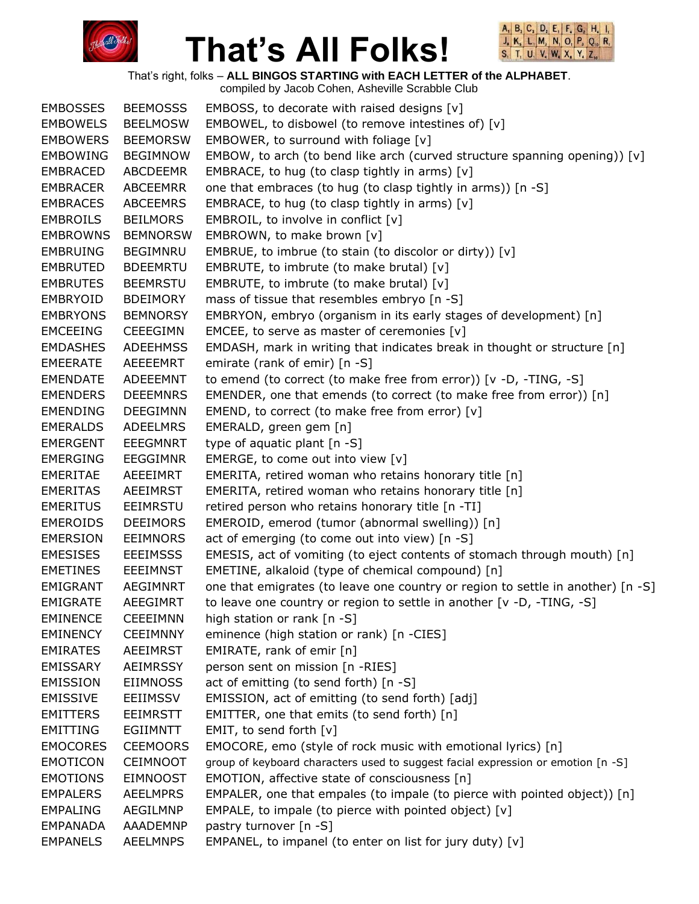# That's All Folks!

That's right, folks – **ALL BINGOS STARTING with EACH LETTER of the ALPHABET**.
compiled by Jacob Cohen, Asheville Scrabble Club

| | | |
|---|---|---|
| EMBOSSES | BEEMOSSS | EMBOSS, to decorate with raised designs [v] |
| EMBOWELS | BEELMOSW | EMBOWEL, to disbowel (to remove intestines of) [v] |
| EMBOWERS | BEEMORSW | EMBOWER, to surround with foliage [v] |
| EMBOWING | BEGIMNOW | EMBOW, to arch (to bend like arch (curved structure spanning opening)) [v] |
| EMBRACED | ABCDEEMR | EMBRACE, to hug (to clasp tightly in arms) [v] |
| EMBRACER | ABCEEMRR | one that embraces (to hug (to clasp tightly in arms)) [n -S] |
| EMBRACES | ABCEEMRS | EMBRACE, to hug (to clasp tightly in arms) [v] |
| EMBROILS | BEILMORS | EMBROIL, to involve in conflict [v] |
| EMBROWNS | BEMNORSW | EMBROWN, to make brown [v] |
| EMBRUING | BEGIMNRU | EMBRUE, to imbrue (to stain (to discolor or dirty)) [v] |
| EMBRUTED | BDEEMRTU | EMBRUTE, to imbrute (to make brutal) [v] |
| EMBRUTES | BEEMRSTU | EMBRUTE, to imbrute (to make brutal) [v] |
| EMBRYOID | BDEIMORY | mass of tissue that resembles embryo [n -S] |
| EMBRYONS | BEMNORSY | EMBRYON, embryo (organism in its early stages of development) [n] |
| EMCEEING | CEEEGIMN | EMCEE, to serve as master of ceremonies [v] |
| EMDASHES | ADEEHMSS | EMDASH, mark in writing that indicates break in thought or structure [n] |
| EMEERATE | AEEEEMRT | emirate (rank of emir) [n -S] |
| EMENDATE | ADEEEMNT | to emend (to correct (to make free from error)) [v -D, -TING, -S] |
| EMENDERS | DEEEMNRS | EMENDER, one that emends (to correct (to make free from error)) [n] |
| EMENDING | DEEGIMNN | EMEND, to correct (to make free from error) [v] |
| EMERALDS | ADEELMRS | EMERALD, green gem [n] |
| EMERGENT | EEEGMNRT | type of aquatic plant [n -S] |
| EMERGING | EEGGIMNR | EMERGE, to come out into view [v] |
| EMERITAE | AEEEIMRT | EMERITA, retired woman who retains honorary title [n] |
| EMERITAS | AEEIMRST | EMERITA, retired woman who retains honorary title [n] |
| EMERITUS | EEIMRSTU | retired person who retains honorary title [n -TI] |
| EMEROIDS | DEEIMORS | EMEROID, emerod (tumor (abnormal swelling)) [n] |
| EMERSION | EEIMNORS | act of emerging (to come out into view) [n -S] |
| EMESISES | EEEIMSSS | EMESIS, act of vomiting (to eject contents of stomach through mouth) [n] |
| EMETINES | EEEIMNST | EMETINE, alkaloid (type of chemical compound) [n] |
| EMIGRANT | AEGIMNRT | one that emigrates (to leave one country or region to settle in another) [n -S] |
| EMIGRATE | AEEGIMRT | to leave one country or region to settle in another [v -D, -TING, -S] |
| EMINENCE | CEEEIMNN | high station or rank [n -S] |
| EMINENCY | CEEIMNNY | eminence (high station or rank) [n -CIES] |
| EMIRATES | AEEIMRST | EMIRATE, rank of emir [n] |
| EMISSARY | AEIMRSSY | person sent on mission [n -RIES] |
| EMISSION | EIIMNOSS | act of emitting (to send forth) [n -S] |
| EMISSIVE | EEIIMSSV | EMISSION, act of emitting (to send forth) [adj] |
| EMITTERS | EEIMRSTT | EMITTER, one that emits (to send forth) [n] |
| EMITTING | EGIIMNTT | EMIT, to send forth [v] |
| EMOCORES | CEEMOORS | EMOCORE, emo (style of rock music with emotional lyrics) [n] |
| EMOTICON | CEIMNOOT | group of keyboard characters used to suggest facial expression or emotion [n -S] |
| EMOTIONS | EIMNOOST | EMOTION, affective state of consciousness [n] |
| EMPALERS | AEELMPRS | EMPALER, one that empales (to impale (to pierce with pointed object)) [n] |
| EMPALING | AEGILMNP | EMPALE, to impale (to pierce with pointed object) [v] |
| EMPANADA | AAADEMNP | pastry turnover [n -S] |
| EMPANELS | AEELMNPS | EMPANEL, to impanel (to enter on list for jury duty) [v] |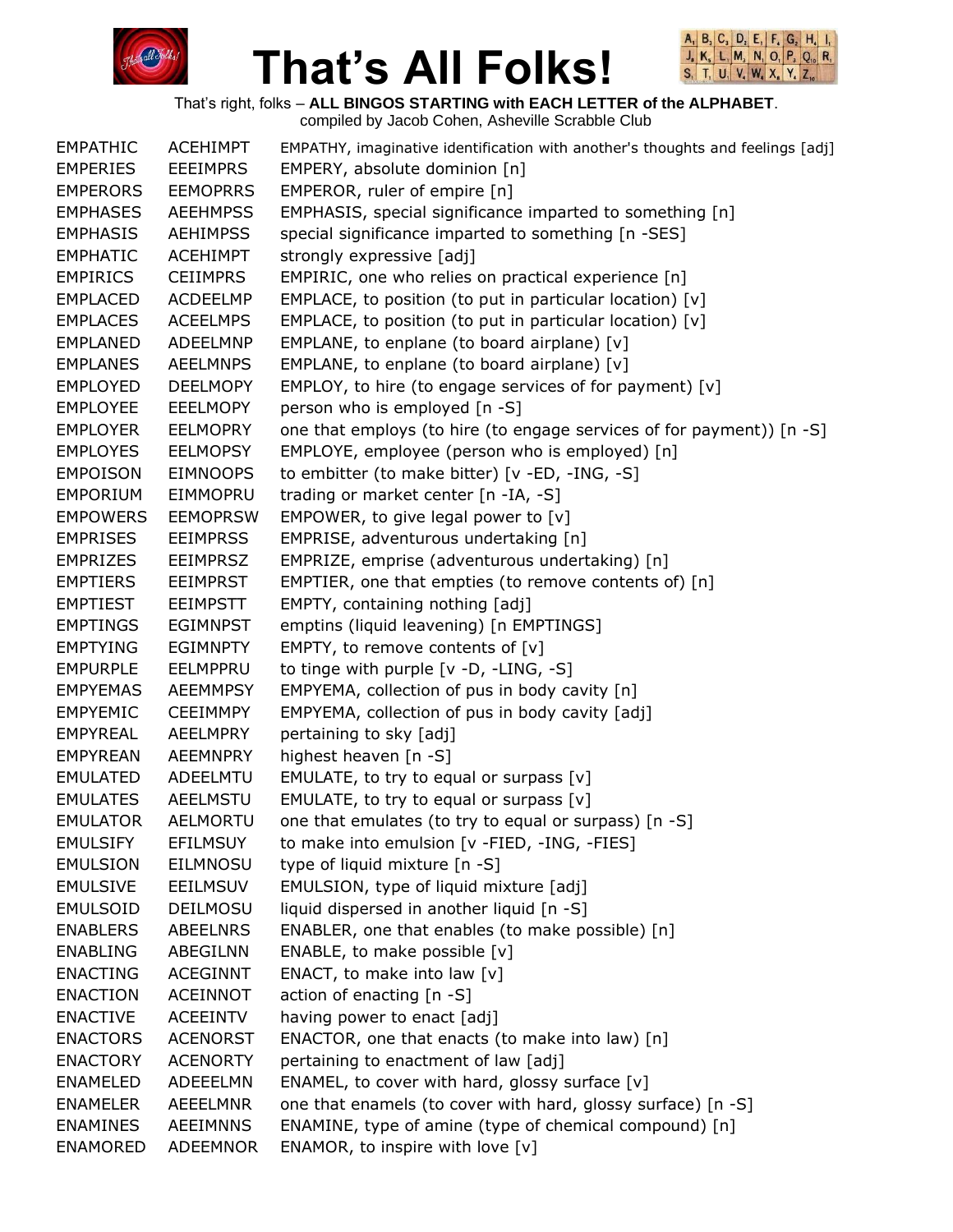# That's All Folks!

That's right, folks – **ALL BINGOS STARTING with EACH LETTER of the ALPHABET**.
compiled by Jacob Cohen, Asheville Scrabble Club

| | | |
|---|---|---|
| EMPATHIC | ACEHIMPT | EMPATHY, imaginative identification with another's thoughts and feelings [adj] |
| EMPERIES | EEEIMPRS | EMPERY, absolute dominion [n] |
| EMPERORS | EEMOPRRS | EMPEROR, ruler of empire [n] |
| EMPHASES | AEEHMPSS | EMPHASIS, special significance imparted to something [n] |
| EMPHASIS | AEHIMPSS | special significance imparted to something [n -SES] |
| EMPHATIC | ACEHIMPT | strongly expressive [adj] |
| EMPIRICS | CEIIMPRS | EMPIRIC, one who relies on practical experience [n] |
| EMPLACED | ACDEELMP | EMPLACE, to position (to put in particular location) [v] |
| EMPLACES | ACEELMPS | EMPLACE, to position (to put in particular location) [v] |
| EMPLANED | ADEELMNP | EMPLANE, to enplane (to board airplane) [v] |
| EMPLANES | AEELMNPS | EMPLANE, to enplane (to board airplane) [v] |
| EMPLOYED | DEELMOPY | EMPLOY, to hire (to engage services of for payment) [v] |
| EMPLOYEE | EEELMOPY | person who is employed [n -S] |
| EMPLOYER | EELMOPRY | one that employs (to hire (to engage services of for payment)) [n -S] |
| EMPLOYES | EELMOPSY | EMPLOYE, employee (person who is employed) [n] |
| EMPOISON | EIMNOOPS | to embitter (to make bitter) [v -ED, -ING, -S] |
| EMPORIUM | EIMMOPRU | trading or market center [n -IA, -S] |
| EMPOWERS | EEMOPRSW | EMPOWER, to give legal power to [v] |
| EMPRISES | EEIMPRSS | EMPRISE, adventurous undertaking [n] |
| EMPRIZES | EEIMPRSZ | EMPRIZE, emprise (adventurous undertaking) [n] |
| EMPTIERS | EEIMPRST | EMPTIER, one that empties (to remove contents of) [n] |
| EMPTIEST | EEIMPSTT | EMPTY, containing nothing [adj] |
| EMPTINGS | EGIMNPST | emptins (liquid leavening) [n EMPTINGS] |
| EMPTYING | EGIMNPTY | EMPTY, to remove contents of [v] |
| EMPURPLE | EELMPPRU | to tinge with purple [v -D, -LING, -S] |
| EMPYEMAS | AEEMMPSY | EMPYEMA, collection of pus in body cavity [n] |
| EMPYEMIC | CEEIMMPY | EMPYEMA, collection of pus in body cavity [adj] |
| EMPYREAL | AEELMPRY | pertaining to sky [adj] |
| EMPYREAN | AEEMNPRY | highest heaven [n -S] |
| EMULATED | ADEELMTU | EMULATE, to try to equal or surpass [v] |
| EMULATES | AEELMSTU | EMULATE, to try to equal or surpass [v] |
| EMULATOR | AELMORTU | one that emulates (to try to equal or surpass) [n -S] |
| EMULSIFY | EFILMSUY | to make into emulsion [v -FIED, -ING, -FIES] |
| EMULSION | EILMNOSU | type of liquid mixture [n -S] |
| EMULSIVE | EEILMSUV | EMULSION, type of liquid mixture [adj] |
| EMULSOID | DEILMOSU | liquid dispersed in another liquid [n -S] |
| ENABLERS | ABEELNRS | ENABLER, one that enables (to make possible) [n] |
| ENABLING | ABEGILNN | ENABLE, to make possible [v] |
| ENACTING | ACEGINNT | ENACT, to make into law [v] |
| ENACTION | ACEINNOT | action of enacting [n -S] |
| ENACTIVE | ACEEINTV | having power to enact [adj] |
| ENACTORS | ACENORST | ENACTOR, one that enacts (to make into law) [n] |
| ENACTORY | ACENORTY | pertaining to enactment of law [adj] |
| ENAMELED | ADEEELMN | ENAMEL, to cover with hard, glossy surface [v] |
| ENAMELER | AEEELMNR | one that enamels (to cover with hard, glossy surface) [n -S] |
| ENAMINES | AEEIMNNS | ENAMINE, type of amine (type of chemical compound) [n] |
| ENAMORED | ADEEMNOR | ENAMOR, to inspire with love [v] |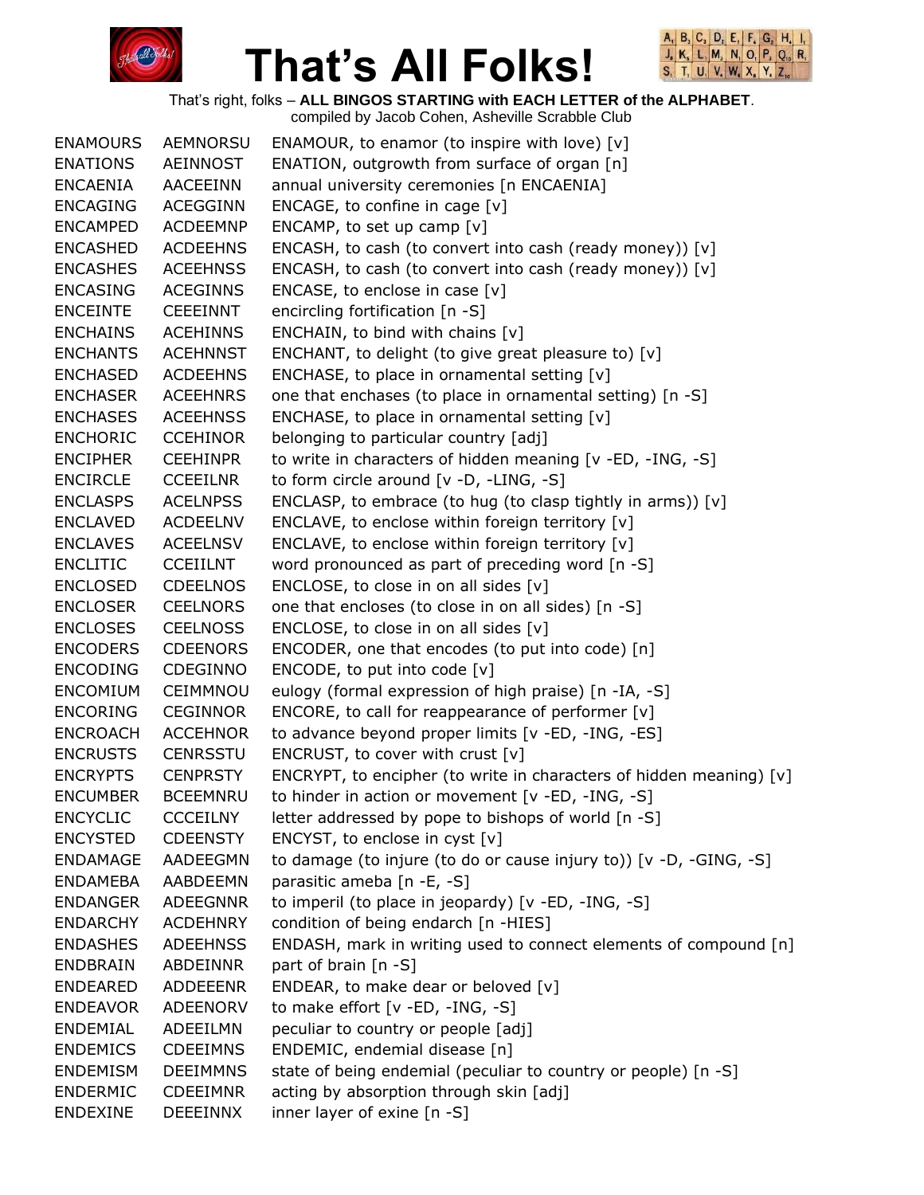# That's All Folks!

That's right, folks – **ALL BINGOS STARTING with EACH LETTER of the ALPHABET**.
compiled by Jacob Cohen, Asheville Scrabble Club

| | | |
|---|---|---|
| ENAMOURS | AEMNORSU | ENAMOUR, to enamor (to inspire with love) [v] |
| ENATIONS | AEINNOST | ENATION, outgrowth from surface of organ [n] |
| ENCAENIA | AACEEINN | annual university ceremonies [n ENCAENIA] |
| ENCAGING | ACEGGINN | ENCAGE, to confine in cage [v] |
| ENCAMPED | ACDEEMNP | ENCAMP, to set up camp [v] |
| ENCASHED | ACDEEHNS | ENCASH, to cash (to convert into cash (ready money)) [v] |
| ENCASHES | ACEEHNSS | ENCASH, to cash (to convert into cash (ready money)) [v] |
| ENCASING | ACEGINNS | ENCASE, to enclose in case [v] |
| ENCEINTE | CEEEINNT | encircling fortification [n -S] |
| ENCHAINS | ACEHINNS | ENCHAIN, to bind with chains [v] |
| ENCHANTS | ACEHNNST | ENCHANT, to delight (to give great pleasure to) [v] |
| ENCHASED | ACDEEHNS | ENCHASE, to place in ornamental setting [v] |
| ENCHASER | ACEEHNRS | one that enchases (to place in ornamental setting) [n -S] |
| ENCHASES | ACEEHNSS | ENCHASE, to place in ornamental setting [v] |
| ENCHORIC | CCEHINOR | belonging to particular country [adj] |
| ENCIPHER | CEEHINPR | to write in characters of hidden meaning [v -ED, -ING, -S] |
| ENCIRCLE | CCEEILNR | to form circle around [v -D, -LING, -S] |
| ENCLASPS | ACELNPSS | ENCLASP, to embrace (to hug (to clasp tightly in arms)) [v] |
| ENCLAVED | ACDEELNV | ENCLAVE, to enclose within foreign territory [v] |
| ENCLAVES | ACEELNSV | ENCLAVE, to enclose within foreign territory [v] |
| ENCLITIC | CCEIILNT | word pronounced as part of preceding word [n -S] |
| ENCLOSED | CDEELNOS | ENCLOSE, to close in on all sides [v] |
| ENCLOSER | CEELNORS | one that encloses (to close in on all sides) [n -S] |
| ENCLOSES | CEELNOSS | ENCLOSE, to close in on all sides [v] |
| ENCODERS | CDEENORS | ENCODER, one that encodes (to put into code) [n] |
| ENCODING | CDEGINNO | ENCODE, to put into code [v] |
| ENCOMIUM | CEIMMNOU | eulogy (formal expression of high praise) [n -IA, -S] |
| ENCORING | CEGINNOR | ENCORE, to call for reappearance of performer [v] |
| ENCROACH | ACCEHNOR | to advance beyond proper limits [v -ED, -ING, -ES] |
| ENCRUSTS | CENRSSTU | ENCRUST, to cover with crust [v] |
| ENCRYPTS | CENPRSTY | ENCRYPT, to encipher (to write in characters of hidden meaning) [v] |
| ENCUMBER | BCEEMNRU | to hinder in action or movement [v -ED, -ING, -S] |
| ENCYCLIC | CCCEILNY | letter addressed by pope to bishops of world [n -S] |
| ENCYSTED | CDEENSTY | ENCYST, to enclose in cyst [v] |
| ENDAMAGE | AADEEGMN | to damage (to injure (to do or cause injury to)) [v -D, -GING, -S] |
| ENDAMEBA | AABDEEMN | parasitic ameba [n -E, -S] |
| ENDANGER | ADEEGNNR | to imperil (to place in jeopardy) [v -ED, -ING, -S] |
| ENDARCHY | ACDEHNRY | condition of being endarch [n -HIES] |
| ENDASHES | ADEEHNSS | ENDASH, mark in writing used to connect elements of compound [n] |
| ENDBRAIN | ABDEINNR | part of brain [n -S] |
| ENDEARED | ADDEEENR | ENDEAR, to make dear or beloved [v] |
| ENDEAVOR | ADEENORV | to make effort [v -ED, -ING, -S] |
| ENDEMIAL | ADEEILMN | peculiar to country or people [adj] |
| ENDEMICS | CDEEIMNS | ENDEMIC, endemial disease [n] |
| ENDEMISM | DEEIMMNS | state of being endemial (peculiar to country or people) [n -S] |
| ENDERMIC | CDEEIMNR | acting by absorption through skin [adj] |
| ENDEXINE | DEEEINNX | inner layer of exine [n -S] |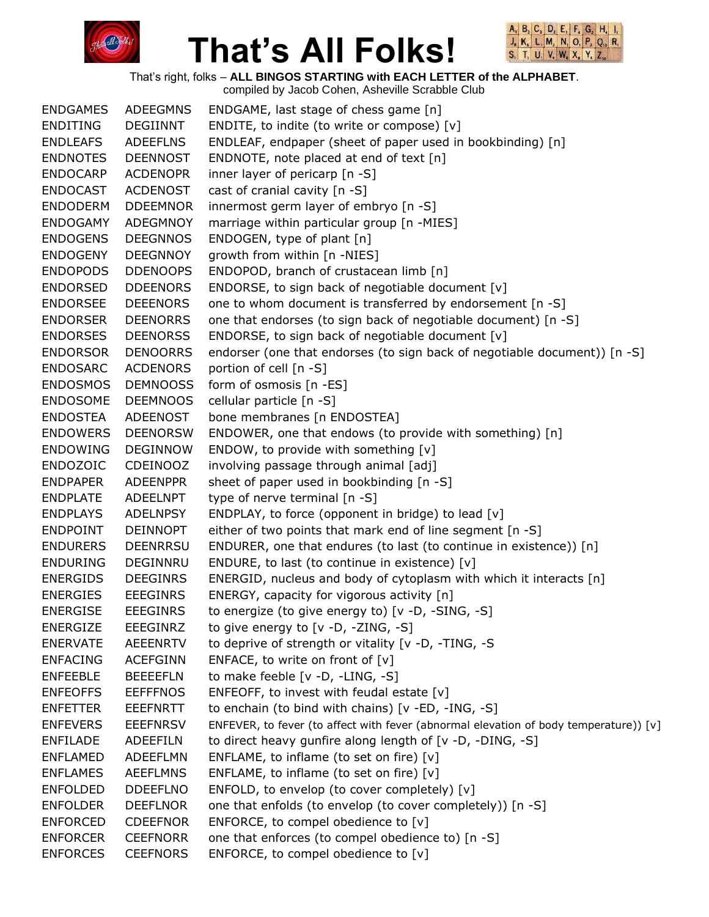# That's All Folks!

That's right, folks – **ALL BINGOS STARTING with EACH LETTER of the ALPHABET**.
compiled by Jacob Cohen, Asheville Scrabble Club

| | | |
|---|---|---|
| ENDGAMES | ADEEGMNS | ENDGAME, last stage of chess game [n] |
| ENDITING | DEGIINNT | ENDITE, to indite (to write or compose) [v] |
| ENDLEAFS | ADEEFLNS | ENDLEAF, endpaper (sheet of paper used in bookbinding) [n] |
| ENDNOTES | DEENNOST | ENDNOTE, note placed at end of text [n] |
| ENDOCARP | ACDENOPR | inner layer of pericarp [n -S] |
| ENDOCAST | ACDENOST | cast of cranial cavity [n -S] |
| ENDODERM | DDEEMNOR | innermost germ layer of embryo [n -S] |
| ENDOGAMY | ADEGMNOY | marriage within particular group [n -MIES] |
| ENDOGENS | DEEGNNOS | ENDOGEN, type of plant [n] |
| ENDOGENY | DEEGNNOY | growth from within [n -NIES] |
| ENDOPODS | DDENOOPS | ENDOPOD, branch of crustacean limb [n] |
| ENDORSED | DDEENORS | ENDORSE, to sign back of negotiable document [v] |
| ENDORSEE | DEEENORS | one to whom document is transferred by endorsement [n -S] |
| ENDORSER | DEENORRS | one that endorses (to sign back of negotiable document) [n -S] |
| ENDORSES | DEENORSS | ENDORSE, to sign back of negotiable document [v] |
| ENDORSOR | DENOORRS | endorser (one that endorses (to sign back of negotiable document)) [n -S] |
| ENDOSARC | ACDENORS | portion of cell [n -S] |
| ENDOSMOS | DEMNOOSS | form of osmosis [n -ES] |
| ENDOSOME | DEEMNOOS | cellular particle [n -S] |
| ENDOSTEA | ADEENOST | bone membranes [n ENDOSTEA] |
| ENDOWERS | DEENORSW | ENDOWER, one that endows (to provide with something) [n] |
| ENDOWING | DEGINNOW | ENDOW, to provide with something [v] |
| ENDOZOIC | CDEINOOZ | involving passage through animal [adj] |
| ENDPAPER | ADEENPPR | sheet of paper used in bookbinding [n -S] |
| ENDPLATE | ADEELNPT | type of nerve terminal [n -S] |
| ENDPLAYS | ADELNPSY | ENDPLAY, to force (opponent in bridge) to lead [v] |
| ENDPOINT | DEINNOPT | either of two points that mark end of line segment [n -S] |
| ENDURERS | DEENRRSU | ENDURER, one that endures (to last (to continue in existence)) [n] |
| ENDURING | DEGINNRU | ENDURE, to last (to continue in existence) [v] |
| ENERGIDS | DEEGINRS | ENERGID, nucleus and body of cytoplasm with which it interacts [n] |
| ENERGIES | EEEGINRS | ENERGY, capacity for vigorous activity [n] |
| ENERGISE | EEEGINRS | to energize (to give energy to) [v -D, -SING, -S] |
| ENERGIZE | EEEGINRZ | to give energy to [v -D, -ZING, -S] |
| ENERVATE | AEEENRTV | to deprive of strength or vitality [v -D, -TING, -S |
| ENFACING | ACEFGINN | ENFACE, to write on front of [v] |
| ENFEEBLE | BEEEEFLN | to make feeble [v -D, -LING, -S] |
| ENFEOFFS | EEFFFNOS | ENFEOFF, to invest with feudal estate [v] |
| ENFETTER | EEEFNRTT | to enchain (to bind with chains) [v -ED, -ING, -S] |
| ENFEVERS | EEEFNRSV | ENFEVER, to fever (to affect with fever (abnormal elevation of body temperature)) [v] |
| ENFILADE | ADEEFILN | to direct heavy gunfire along length of [v -D, -DING, -S] |
| ENFLAMED | ADEEFLMN | ENFLAME, to inflame (to set on fire) [v] |
| ENFLAMES | AEEFLMNS | ENFLAME, to inflame (to set on fire) [v] |
| ENFOLDED | DDEEFLNO | ENFOLD, to envelop (to cover completely) [v] |
| ENFOLDER | DEEFLNOR | one that enfolds (to envelop (to cover completely)) [n -S] |
| ENFORCED | CDEEFNOR | ENFORCE, to compel obedience to [v] |
| ENFORCER | CEEFNORR | one that enforces (to compel obedience to) [n -S] |
| ENFORCES | CEEFNORS | ENFORCE, to compel obedience to [v] |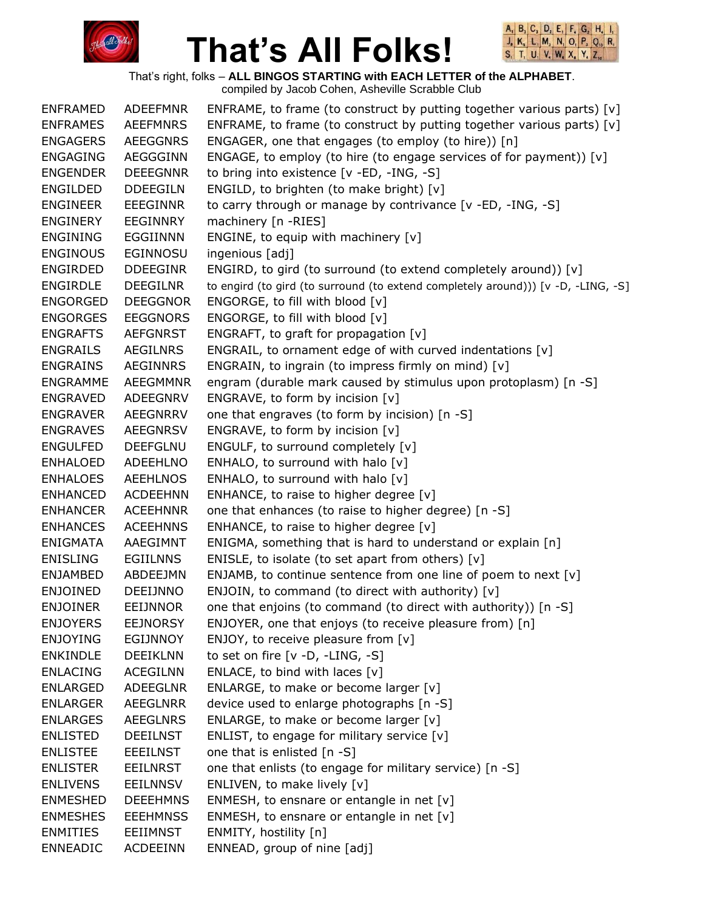# That's All Folks!

That's right, folks – **ALL BINGOS STARTING with EACH LETTER of the ALPHABET**.
compiled by Jacob Cohen, Asheville Scrabble Club

| | | |
|---|---|---|
| ENFRAMED | ADEEFMNR | ENFRAME, to frame (to construct by putting together various parts) [v] |
| ENFRAMES | AEEFMNRS | ENFRAME, to frame (to construct by putting together various parts) [v] |
| ENGAGERS | AEEGGNRS | ENGAGER, one that engages (to employ (to hire)) [n] |
| ENGAGING | AEGGGINN | ENGAGE, to employ (to hire (to engage services of for payment)) [v] |
| ENGENDER | DEEEGNNR | to bring into existence [v -ED, -ING, -S] |
| ENGILDED | DDEEGILN | ENGILD, to brighten (to make bright) [v] |
| ENGINEER | EEEGINNR | to carry through or manage by contrivance [v -ED, -ING, -S] |
| ENGINERY | EEGINNRY | machinery [n -RIES] |
| ENGINING | EGGIINNN | ENGINE, to equip with machinery [v] |
| ENGINOUS | EGINNOSU | ingenious [adj] |
| ENGIRDED | DDEEGINR | ENGIRD, to gird (to surround (to extend completely around)) [v] |
| ENGIRDLE | DEEGILNR | to engird (to gird (to surround (to extend completely around))) [v -D, -LING, -S] |
| ENGORGED | DEEGGNOR | ENGORGE, to fill with blood [v] |
| ENGORGES | EEGGNORS | ENGORGE, to fill with blood [v] |
| ENGRAFTS | AEFGNRST | ENGRAFT, to graft for propagation [v] |
| ENGRAILS | AEGILNRS | ENGRAIL, to ornament edge of with curved indentations [v] |
| ENGRAINS | AEGINNRS | ENGRAIN, to ingrain (to impress firmly on mind) [v] |
| ENGRAMME | AEEGMMNR | engram (durable mark caused by stimulus upon protoplasm) [n -S] |
| ENGRAVED | ADEEGNRV | ENGRAVE, to form by incision [v] |
| ENGRAVER | AEEGNRRV | one that engraves (to form by incision) [n -S] |
| ENGRAVES | AEEGNRSV | ENGRAVE, to form by incision [v] |
| ENGULFED | DEEFGLNU | ENGULF, to surround completely [v] |
| ENHALOED | ADEEHLNO | ENHALO, to surround with halo [v] |
| ENHALOES | AEEHLNOS | ENHALO, to surround with halo [v] |
| ENHANCED | ACDEEHNN | ENHANCE, to raise to higher degree [v] |
| ENHANCER | ACEEHNNR | one that enhances (to raise to higher degree) [n -S] |
| ENHANCES | ACEEHNNS | ENHANCE, to raise to higher degree [v] |
| ENIGMATA | AAEGIMNT | ENIGMA, something that is hard to understand or explain [n] |
| ENISLING | EGIILNNS | ENISLE, to isolate (to set apart from others) [v] |
| ENJAMBED | ABDEEJMN | ENJAMB, to continue sentence from one line of poem to next [v] |
| ENJOINED | DEEIJNNO | ENJOIN, to command (to direct with authority) [v] |
| ENJOINER | EEIJNNOR | one that enjoins (to command (to direct with authority)) [n -S] |
| ENJOYERS | EEJNORSY | ENJOYER, one that enjoys (to receive pleasure from) [n] |
| ENJOYING | EGIJNNOY | ENJOY, to receive pleasure from [v] |
| ENKINDLE | DEEIKLNN | to set on fire [v -D, -LING, -S] |
| ENLACING | ACEGILNN | ENLACE, to bind with laces [v] |
| ENLARGED | ADEEGLNR | ENLARGE, to make or become larger [v] |
| ENLARGER | AEEGLNRR | device used to enlarge photographs [n -S] |
| ENLARGES | AEEGLNRS | ENLARGE, to make or become larger [v] |
| ENLISTED | DEEILNST | ENLIST, to engage for military service [v] |
| ENLISTEE | EEEILNST | one that is enlisted [n -S] |
| ENLISTER | EEILNRST | one that enlists (to engage for military service) [n -S] |
| ENLIVENS | EEILNNSV | ENLIVEN, to make lively [v] |
| ENMESHED | DEEEHMNS | ENMESH, to ensnare or entangle in net [v] |
| ENMESHES | EEEHMNSS | ENMESH, to ensnare or entangle in net [v] |
| ENMITIES | EEIIMNST | ENMITY, hostility [n] |
| ENNEADIC | ACDEEINN | ENNEAD, group of nine [adj] |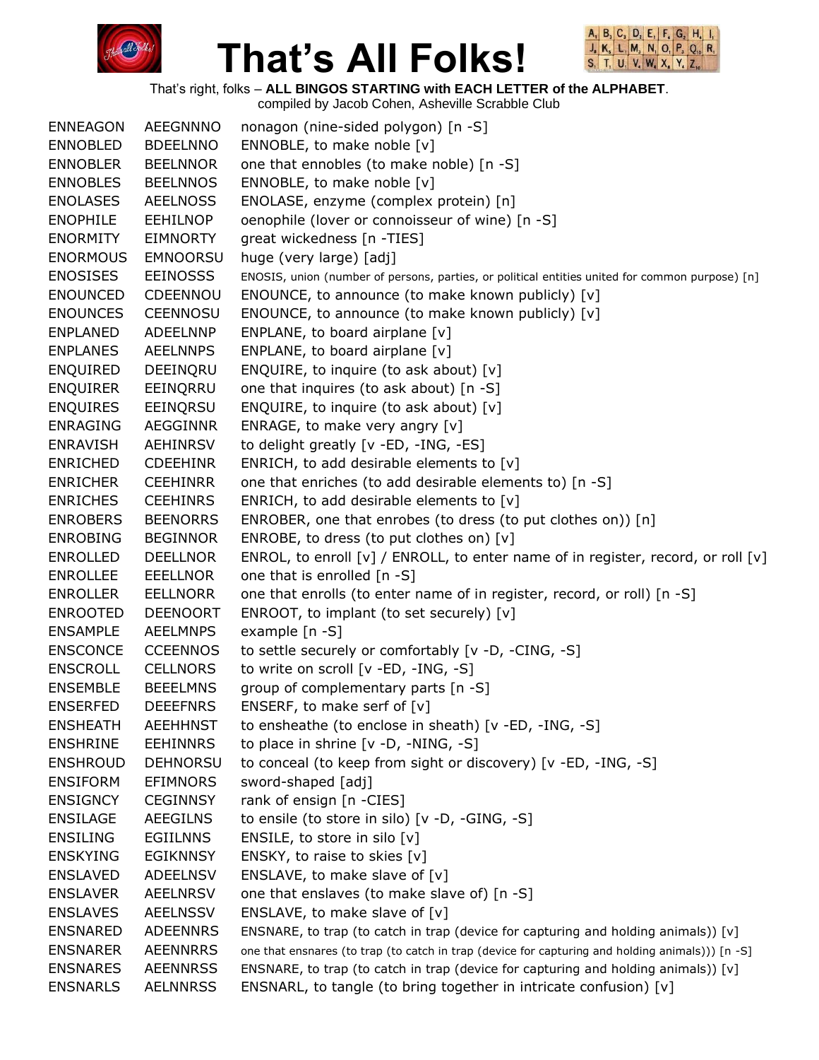# That's All Folks!

That's right, folks – **ALL BINGOS STARTING with EACH LETTER of the ALPHABET**.
compiled by Jacob Cohen, Asheville Scrabble Club

| | | |
|---|---|---|
| ENNEAGON | AEEGNNNO | nonagon (nine-sided polygon) [n -S] |
| ENNOBLED | BDEELNNO | ENNOBLE, to make noble [v] |
| ENNOBLER | BEELNNOR | one that ennobles (to make noble) [n -S] |
| ENNOBLES | BEELNNOS | ENNOBLE, to make noble [v] |
| ENOLASES | AEELNOSS | ENOLASE, enzyme (complex protein) [n] |
| ENOPHILE | EEHILNOP | oenophile (lover or connoisseur of wine) [n -S] |
| ENORMITY | EIMNORTY | great wickedness [n -TIES] |
| ENORMOUS | EMNOORSU | huge (very large) [adj] |
| ENOSISES | EEINOSSS | ENOSIS, union (number of persons, parties, or political entities united for common purpose) [n] |
| ENOUNCED | CDEENNOU | ENOUNCE, to announce (to make known publicly) [v] |
| ENOUNCES | CEENNOSU | ENOUNCE, to announce (to make known publicly) [v] |
| ENPLANED | ADEELNNP | ENPLANE, to board airplane [v] |
| ENPLANES | AEELNNPS | ENPLANE, to board airplane [v] |
| ENQUIRED | DEEINQRU | ENQUIRE, to inquire (to ask about) [v] |
| ENQUIRER | EEINQRRU | one that inquires (to ask about) [n -S] |
| ENQUIRES | EEINQRSU | ENQUIRE, to inquire (to ask about) [v] |
| ENRAGING | AEGGINNR | ENRAGE, to make very angry [v] |
| ENRAVISH | AEHINRSV | to delight greatly [v -ED, -ING, -ES] |
| ENRICHED | CDEEHINR | ENRICH, to add desirable elements to [v] |
| ENRICHER | CEEHINRR | one that enriches (to add desirable elements to) [n -S] |
| ENRICHES | CEEHINRS | ENRICH, to add desirable elements to [v] |
| ENROBERS | BEENORRS | ENROBER, one that enrobes (to dress (to put clothes on)) [n] |
| ENROBING | BEGINNOR | ENROBE, to dress (to put clothes on) [v] |
| ENROLLED | DEELLNOR | ENROL, to enroll [v] / ENROLL, to enter name of in register, record, or roll [v] |
| ENROLLEE | EEELLNOR | one that is enrolled [n -S] |
| ENROLLER | EELLNORR | one that enrolls (to enter name of in register, record, or roll) [n -S] |
| ENROOTED | DEENOORT | ENROOT, to implant (to set securely) [v] |
| ENSAMPLE | AEELMNPS | example [n -S] |
| ENSCONCE | CCEENNOS | to settle securely or comfortably [v -D, -CING, -S] |
| ENSCROLL | CELLNORS | to write on scroll [v -ED, -ING, -S] |
| ENSEMBLE | BEEELMNS | group of complementary parts [n -S] |
| ENSERFED | DEEEFNRS | ENSERF, to make serf of [v] |
| ENSHEATH | AEEHHNST | to ensheathe (to enclose in sheath) [v -ED, -ING, -S] |
| ENSHRINE | EEHINNRS | to place in shrine [v -D, -NING, -S] |
| ENSHROUD | DEHNORSU | to conceal (to keep from sight or discovery) [v -ED, -ING, -S] |
| ENSIFORM | EFIMNORS | sword-shaped [adj] |
| ENSIGNCY | CEGINNSY | rank of ensign [n -CIES] |
| ENSILAGE | AEEGILNS | to ensile (to store in silo) [v -D, -GING, -S] |
| ENSILING | EGIILNNS | ENSILE, to store in silo [v] |
| ENSKYING | EGIKNNSY | ENSKY, to raise to skies [v] |
| ENSLAVED | ADEELNSV | ENSLAVE, to make slave of [v] |
| ENSLAVER | AEELNRSV | one that enslaves (to make slave of) [n -S] |
| ENSLAVES | AEELNSSV | ENSLAVE, to make slave of [v] |
| ENSNARED | ADEENNRS | ENSNARE, to trap (to catch in trap (device for capturing and holding animals)) [v] |
| ENSNARER | AEENNRRS | one that ensnares (to trap (to catch in trap (device for capturing and holding animals))) [n -S] |
| ENSNARES | AEENNRSS | ENSNARE, to trap (to catch in trap (device for capturing and holding animals)) [v] |
| ENSNARLS | AELNNRSS | ENSNARL, to tangle (to bring together in intricate confusion) [v] |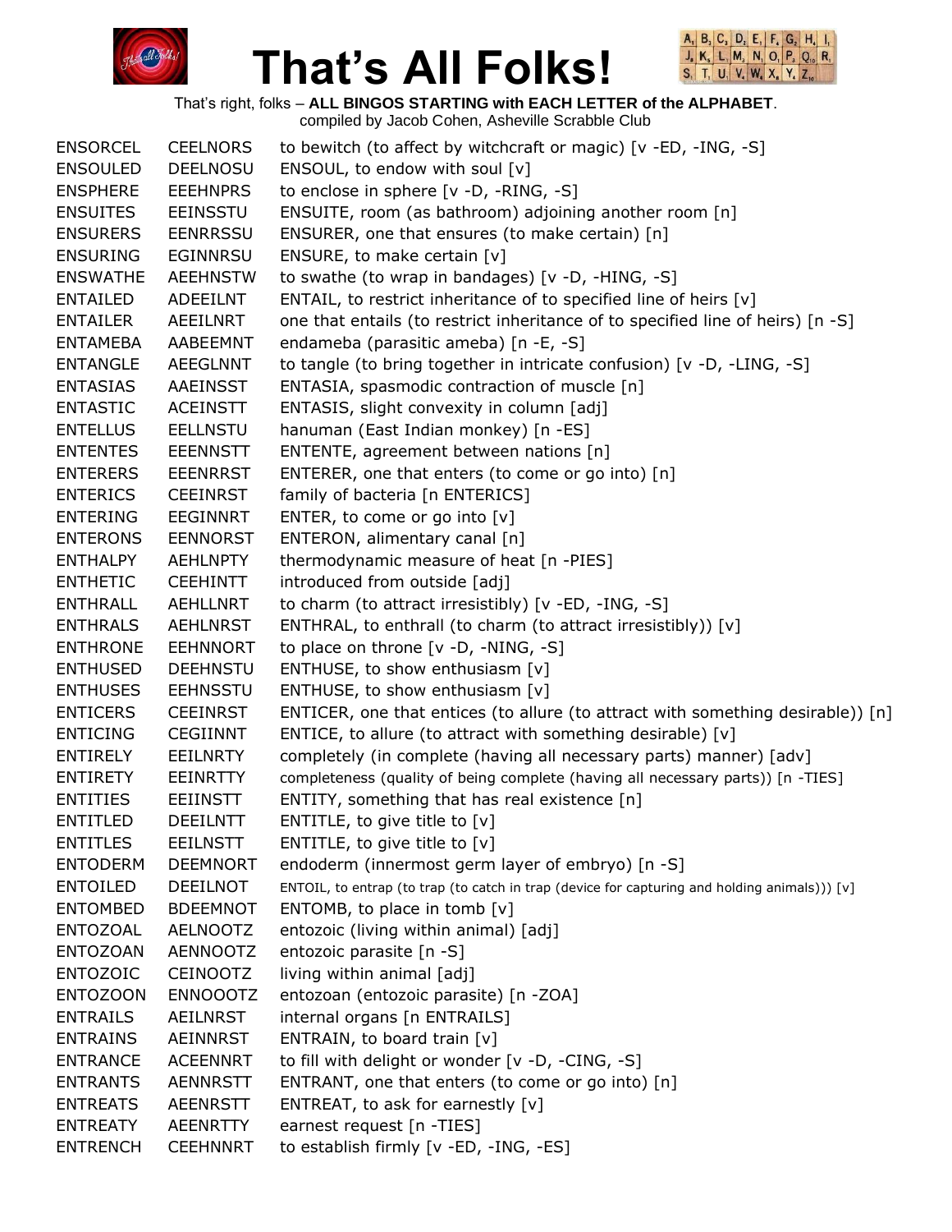# That's All Folks!

That's right, folks – **ALL BINGOS STARTING with EACH LETTER of the ALPHABET**.
compiled by Jacob Cohen, Asheville Scrabble Club

| | | |
|---|---|---|
| ENSORCEL | CEELNORS | to bewitch (to affect by witchcraft or magic) [v -ED, -ING, -S] |
| ENSOULED | DEELNOSU | ENSOUL, to endow with soul [v] |
| ENSPHERE | EEEHNPRS | to enclose in sphere [v -D, -RING, -S] |
| ENSUITES | EEINSSTU | ENSUITE, room (as bathroom) adjoining another room [n] |
| ENSURERS | EENRRSSU | ENSURER, one that ensures (to make certain) [n] |
| ENSURING | EGINNRSU | ENSURE, to make certain [v] |
| ENSWATHE | AEEHNSTW | to swathe (to wrap in bandages) [v -D, -HING, -S] |
| ENTAILED | ADEEILNT | ENTAIL, to restrict inheritance of to specified line of heirs [v] |
| ENTAILER | AEEILNRT | one that entails (to restrict inheritance of to specified line of heirs) [n -S] |
| ENTAMEBA | AABEEMNT | endameba (parasitic ameba) [n -E, -S] |
| ENTANGLE | AEEGLNNT | to tangle (to bring together in intricate confusion) [v -D, -LING, -S] |
| ENTASIAS | AAEINSST | ENTASIA, spasmodic contraction of muscle [n] |
| ENTASTIC | ACEINSTT | ENTASIS, slight convexity in column [adj] |
| ENTELLUS | EELLNSTU | hanuman (East Indian monkey) [n -ES] |
| ENTENTES | EEENNSTT | ENTENTE, agreement between nations [n] |
| ENTERERS | EEENRRST | ENTERER, one that enters (to come or go into) [n] |
| ENTERICS | CEEINRST | family of bacteria [n ENTERICS] |
| ENTERING | EEGINNRT | ENTER, to come or go into [v] |
| ENTERONS | EENNORST | ENTERON, alimentary canal [n] |
| ENTHALPY | AEHLNPTY | thermodynamic measure of heat [n -PIES] |
| ENTHETIC | CEEHINTT | introduced from outside [adj] |
| ENTHRALL | AEHLLNRT | to charm (to attract irresistibly) [v -ED, -ING, -S] |
| ENTHRALS | AEHLNRST | ENTHRAL, to enthrall (to charm (to attract irresistibly)) [v] |
| ENTHRONE | EEHNNORT | to place on throne [v -D, -NING, -S] |
| ENTHUSED | DEEHNSTU | ENTHUSE, to show enthusiasm [v] |
| ENTHUSES | EEHNSSTU | ENTHUSE, to show enthusiasm [v] |
| ENTICERS | CEEINRST | ENTICER, one that entices (to allure (to attract with something desirable)) [n] |
| ENTICING | CEGIINNT | ENTICE, to allure (to attract with something desirable) [v] |
| ENTIRELY | EEILNRTY | completely (in complete (having all necessary parts) manner) [adv] |
| ENTIRETY | EEINRTTY | completeness (quality of being complete (having all necessary parts)) [n -TIES] |
| ENTITIES | EEIINSTT | ENTITY, something that has real existence [n] |
| ENTITLED | DEEILNTT | ENTITLE, to give title to [v] |
| ENTITLES | EEILNSTT | ENTITLE, to give title to [v] |
| ENTODERM | DEEMNORT | endoderm (innermost germ layer of embryo) [n -S] |
| ENTOILED | DEEILNOT | ENTOIL, to entrap (to trap (to catch in trap (device for capturing and holding animals))) [v] |
| ENTOMBED | BDEEMNOT | ENTOMB, to place in tomb [v] |
| ENTOZOAL | AELNOOTZ | entozoic (living within animal) [adj] |
| ENTOZOAN | AENNOOTZ | entozoic parasite [n -S] |
| ENTOZOIC | CEINOOTZ | living within animal [adj] |
| ENTOZOON | ENNOOOTZ | entozoan (entozoic parasite) [n -ZOA] |
| ENTRAILS | AEILNRST | internal organs [n ENTRAILS] |
| ENTRAINS | AEINNRST | ENTRAIN, to board train [v] |
| ENTRANCE | ACEENNRT | to fill with delight or wonder [v -D, -CING, -S] |
| ENTRANTS | AENNRSTT | ENTRANT, one that enters (to come or go into) [n] |
| ENTREATS | AEENRSTT | ENTREAT, to ask for earnestly [v] |
| ENTREATY | AEENRTTY | earnest request [n -TIES] |
| ENTRENCH | CEEHNNRT | to establish firmly [v -ED, -ING, -ES] |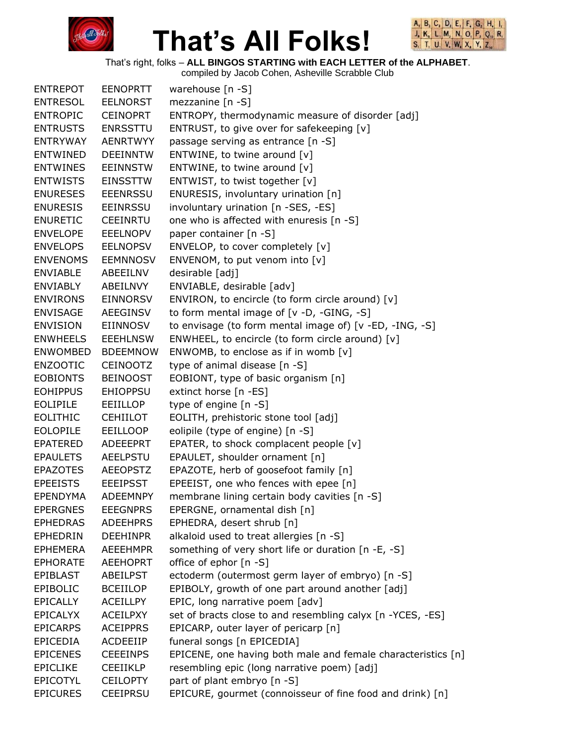# That's All Folks!

That's right, folks – **ALL BINGOS STARTING with EACH LETTER of the ALPHABET**.
compiled by Jacob Cohen, Asheville Scrabble Club

| | | |
|---|---|---|
| ENTREPOT | EENOPRTT | warehouse [n -S] |
| ENTRESOL | EELNORST | mezzanine [n -S] |
| ENTROPIC | CEINOPRT | ENTROPY, thermodynamic measure of disorder [adj] |
| ENTRUSTS | ENRSSTTU | ENTRUST, to give over for safekeeping [v] |
| ENTRYWAY | AENRTWYY | passage serving as entrance [n -S] |
| ENTWINED | DEEINNTW | ENTWINE, to twine around [v] |
| ENTWINES | EEINNSTW | ENTWINE, to twine around [v] |
| ENTWISTS | EINSSTTW | ENTWIST, to twist together [v] |
| ENURESES | EEENRSSU | ENURESIS, involuntary urination [n] |
| ENURESIS | EEINRSSU | involuntary urination [n -SES, -ES] |
| ENURETIC | CEEINRTU | one who is affected with enuresis [n -S] |
| ENVELOPE | EEELNOPV | paper container [n -S] |
| ENVELOPS | EELNOPSV | ENVELOP, to cover completely [v] |
| ENVENOMS | EEMNNOSV | ENVENOM, to put venom into [v] |
| ENVIABLE | ABEEILNV | desirable [adj] |
| ENVIABLY | ABEILNVY | ENVIABLE, desirable [adv] |
| ENVIRONS | EINNORSV | ENVIRON, to encircle (to form circle around) [v] |
| ENVISAGE | AEEGINSV | to form mental image of [v -D, -GING, -S] |
| ENVISION | EIINNOSV | to envisage (to form mental image of) [v -ED, -ING, -S] |
| ENWHEELS | EEEHLNSW | ENWHEEL, to encircle (to form circle around) [v] |
| ENWOMBED | BDEEMNOW | ENWOMB, to enclose as if in womb [v] |
| ENZOOTIC | CEINOOTZ | type of animal disease [n -S] |
| EOBIONTS | BEINOOST | EOBIONT, type of basic organism [n] |
| EOHIPPUS | EHIOPPSU | extinct horse [n -ES] |
| EOLIPILE | EEIILLOP | type of engine [n -S] |
| EOLITHIC | CEHIILOT | EOLITH, prehistoric stone tool [adj] |
| EOLOPILE | EEILLOOP | eolipile (type of engine) [n -S] |
| EPATERED | ADEEEPRT | EPATER, to shock complacent people [v] |
| EPAULETS | AEELPSTU | EPAULET, shoulder ornament [n] |
| EPAZOTES | AEEOPSTZ | EPAZOTE, herb of goosefoot family [n] |
| EPEEISTS | EEEIPSST | EPEEIST, one who fences with epee [n] |
| EPENDYMA | ADEEMNPY | membrane lining certain body cavities [n -S] |
| EPERGNES | EEEGNPRS | EPERGNE, ornamental dish [n] |
| EPHEDRAS | ADEEHPRS | EPHEDRA, desert shrub [n] |
| EPHEDRIN | DEEHINPR | alkaloid used to treat allergies [n -S] |
| EPHEMERA | AEEEHMPR | something of very short life or duration [n -E, -S] |
| EPHORATE | AEEHOPRT | office of ephor [n -S] |
| EPIBLAST | ABEILPST | ectoderm (outermost germ layer of embryo) [n -S] |
| EPIBOLIC | BCEIILOP | EPIBOLY, growth of one part around another [adj] |
| EPICALLY | ACEILLPY | EPIC, long narrative poem [adv] |
| EPICALYX | ACEILPXY | set of bracts close to and resembling calyx [n -YCES, -ES] |
| EPICARPS | ACEIPPRS | EPICARP, outer layer of pericarp [n] |
| EPICEDIA | ACDEEIIP | funeral songs [n EPICEDIA] |
| EPICENES | CEEEINPS | EPICENE, one having both male and female characteristics [n] |
| EPICLIKE | CEEIIKLP | resembling epic (long narrative poem) [adj] |
| EPICOTYL | CEILOPTY | part of plant embryo [n -S] |
| EPICURES | CEEIPRSU | EPICURE, gourmet (connoisseur of fine food and drink) [n] |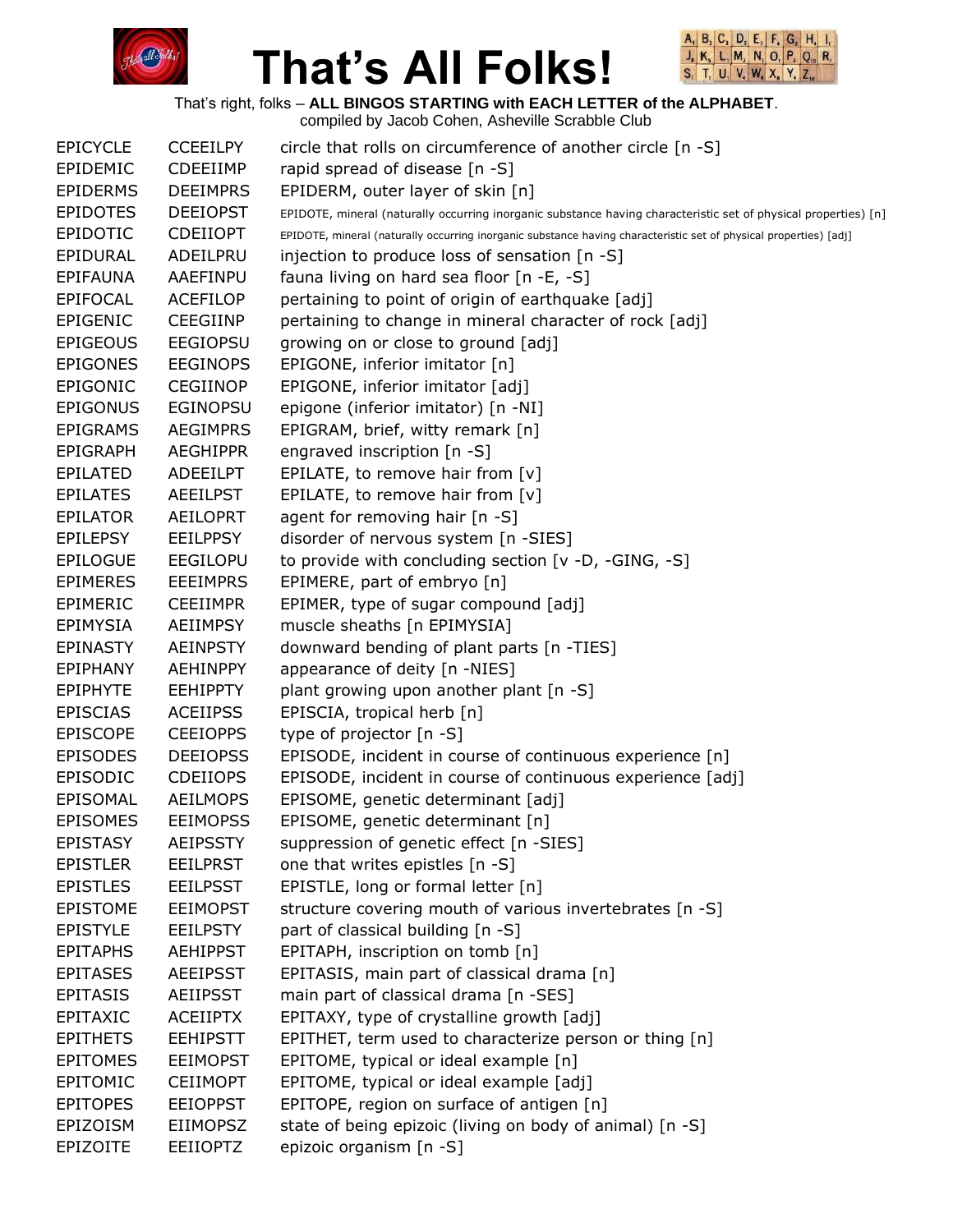# That's All Folks!

That's right, folks – **ALL BINGOS STARTING with EACH LETTER of the ALPHABET**.
compiled by Jacob Cohen, Asheville Scrabble Club

| | | |
|---|---|---|
| EPICYCLE | CCEEILPY | circle that rolls on circumference of another circle [n -S] |
| EPIDEMIC | CDEEIIMP | rapid spread of disease [n -S] |
| EPIDERMS | DEEIMPRS | EPIDERM, outer layer of skin [n] |
| EPIDOTES | DEEIOPST | EPIDOTE, mineral (naturally occurring inorganic substance having characteristic set of physical properties) [n] |
| EPIDOTIC | CDEIIOPT | EPIDOTE, mineral (naturally occurring inorganic substance having characteristic set of physical properties) [adj] |
| EPIDURAL | ADEILPRU | injection to produce loss of sensation [n -S] |
| EPIFAUNA | AAEFINPU | fauna living on hard sea floor [n -E, -S] |
| EPIFOCAL | ACEFILOP | pertaining to point of origin of earthquake [adj] |
| EPIGENIC | CEEGIINP | pertaining to change in mineral character of rock [adj] |
| EPIGEOUS | EEGIOPSU | growing on or close to ground [adj] |
| EPIGONES | EEGINOPS | EPIGONE, inferior imitator [n] |
| EPIGONIC | CEGIINOP | EPIGONE, inferior imitator [adj] |
| EPIGONUS | EGINOPSU | epigone (inferior imitator) [n -NI] |
| EPIGRAMS | AEGIMPRS | EPIGRAM, brief, witty remark [n] |
| EPIGRAPH | AEGHIPPR | engraved inscription [n -S] |
| EPILATED | ADEEILPT | EPILATE, to remove hair from [v] |
| EPILATES | AEEILPST | EPILATE, to remove hair from [v] |
| EPILATOR | AEILOPRT | agent for removing hair [n -S] |
| EPILEPSY | EEILPPSY | disorder of nervous system [n -SIES] |
| EPILOGUE | EEGILOPU | to provide with concluding section [v -D, -GING, -S] |
| EPIMERES | EEEIMPRS | EPIMERE, part of embryo [n] |
| EPIMERIC | CEEIIMPR | EPIMER, type of sugar compound [adj] |
| EPIMYSIA | AEIIMPSY | muscle sheaths [n EPIMYSIA] |
| EPINASTY | AEINPSTY | downward bending of plant parts [n -TIES] |
| EPIPHANY | AEHINPPY | appearance of deity [n -NIES] |
| EPIPHYTE | EEHIPPTY | plant growing upon another plant [n -S] |
| EPISCIAS | ACEIIPSS | EPISCIA, tropical herb [n] |
| EPISCOPE | CEEIOPPS | type of projector [n -S] |
| EPISODES | DEEIOPSS | EPISODE, incident in course of continuous experience [n] |
| EPISODIC | CDEIIOPS | EPISODE, incident in course of continuous experience [adj] |
| EPISOMAL | AEILMOPS | EPISOME, genetic determinant [adj] |
| EPISOMES | EEIMOPSS | EPISOME, genetic determinant [n] |
| EPISTASY | AEIPSSTY | suppression of genetic effect [n -SIES] |
| EPISTLER | EEILPRST | one that writes epistles [n -S] |
| EPISTLES | EEILPSST | EPISTLE, long or formal letter [n] |
| EPISTOME | EEIMOPST | structure covering mouth of various invertebrates [n -S] |
| EPISTYLE | EEILPSTY | part of classical building [n -S] |
| EPITAPHS | AEHIPPST | EPITAPH, inscription on tomb [n] |
| EPITASES | AEEIPSST | EPITASIS, main part of classical drama [n] |
| EPITASIS | AEIIPSST | main part of classical drama [n -SES] |
| EPITAXIC | ACEIIPTX | EPITAXY, type of crystalline growth [adj] |
| EPITHETS | EEHIPSTT | EPITHET, term used to characterize person or thing [n] |
| EPITOMES | EEIMOPST | EPITOME, typical or ideal example [n] |
| EPITOMIC | CEIIMOPT | EPITOME, typical or ideal example [adj] |
| EPITOPES | EEIOPPST | EPITOPE, region on surface of antigen [n] |
| EPIZOISM | EIIMOPSZ | state of being epizoic (living on body of animal) [n -S] |
| EPIZOITE | EEIIOPTZ | epizoic organism [n -S] |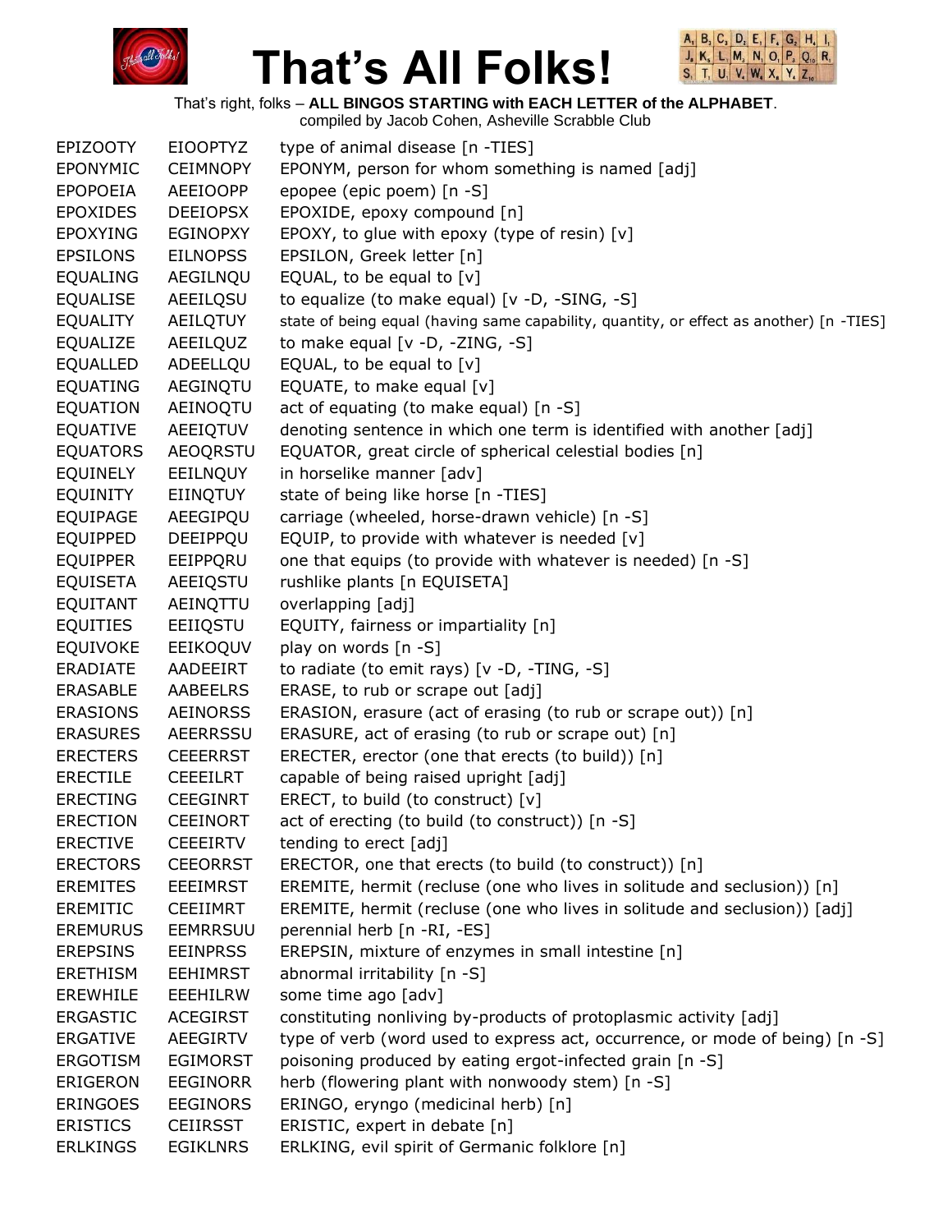# That's All Folks!

That's right, folks – **ALL BINGOS STARTING with EACH LETTER of the ALPHABET**.
compiled by Jacob Cohen, Asheville Scrabble Club

| | | |
|---|---|---|
| EPIZOOTY | EIOOPTYZ | type of animal disease [n -TIES] |
| EPONYMIC | CEIMNOPY | EPONYM, person for whom something is named [adj] |
| EPOPOEIA | AEEIOOPP | epopee (epic poem) [n -S] |
| EPOXIDES | DEEIOPSX | EPOXIDE, epoxy compound [n] |
| EPOXYING | EGINOPXY | EPOXY, to glue with epoxy (type of resin) [v] |
| EPSILONS | EILNOPSS | EPSILON, Greek letter [n] |
| EQUALING | AEGILNQU | EQUAL, to be equal to [v] |
| EQUALISE | AEEILQSU | to equalize (to make equal) [v -D, -SING, -S] |
| EQUALITY | AEILQTUY | state of being equal (having same capability, quantity, or effect as another) [n -TIES] |
| EQUALIZE | AEEILQUZ | to make equal [v -D, -ZING, -S] |
| EQUALLED | ADEELLQU | EQUAL, to be equal to [v] |
| EQUATING | AEGINQTU | EQUATE, to make equal [v] |
| EQUATION | AEINOQTU | act of equating (to make equal) [n -S] |
| EQUATIVE | AEEIQTUV | denoting sentence in which one term is identified with another [adj] |
| EQUATORS | AEOQRSTU | EQUATOR, great circle of spherical celestial bodies [n] |
| EQUINELY | EEILNQUY | in horselike manner [adv] |
| EQUINITY | EIINQTUY | state of being like horse [n -TIES] |
| EQUIPAGE | AEEGIPQU | carriage (wheeled, horse-drawn vehicle) [n -S] |
| EQUIPPED | DEEIPPQU | EQUIP, to provide with whatever is needed [v] |
| EQUIPPER | EEIPPQRU | one that equips (to provide with whatever is needed) [n -S] |
| EQUISETA | AEEIQSTU | rushlike plants [n EQUISETA] |
| EQUITANT | AEINQTTU | overlapping [adj] |
| EQUITIES | EEIIQSTU | EQUITY, fairness or impartiality [n] |
| EQUIVOKE | EEIKOQUV | play on words [n -S] |
| ERADIATE | AADEEIRT | to radiate (to emit rays) [v -D, -TING, -S] |
| ERASABLE | AABEELRS | ERASE, to rub or scrape out [adj] |
| ERASIONS | AEINORSS | ERASION, erasure (act of erasing (to rub or scrape out)) [n] |
| ERASURES | AEERRSSU | ERASURE, act of erasing (to rub or scrape out) [n] |
| ERECTERS | CEEERRST | ERECTER, erector (one that erects (to build)) [n] |
| ERECTILE | CEEEILRT | capable of being raised upright [adj] |
| ERECTING | CEEGINRT | ERECT, to build (to construct) [v] |
| ERECTION | CEEINORT | act of erecting (to build (to construct)) [n -S] |
| ERECTIVE | CEEEIRTV | tending to erect [adj] |
| ERECTORS | CEEORRST | ERECTOR, one that erects (to build (to construct)) [n] |
| EREMITES | EEEIMRST | EREMITE, hermit (recluse (one who lives in solitude and seclusion)) [n] |
| EREMITIC | CEEIIMRT | EREMITE, hermit (recluse (one who lives in solitude and seclusion)) [adj] |
| EREMURUS | EEMRRSUU | perennial herb [n -RI, -ES] |
| EREPSINS | EEINPRSS | EREPSIN, mixture of enzymes in small intestine [n] |
| ERETHISM | EEHIMRST | abnormal irritability [n -S] |
| EREWHILE | EEEHILRW | some time ago [adv] |
| ERGASTIC | ACEGIRST | constituting nonliving by-products of protoplasmic activity [adj] |
| ERGATIVE | AEEGIRTV | type of verb (word used to express act, occurrence, or mode of being) [n -S] |
| ERGOTISM | EGIMORST | poisoning produced by eating ergot-infected grain [n -S] |
| ERIGERON | EEGINORR | herb (flowering plant with nonwoody stem) [n -S] |
| ERINGOES | EEGINORS | ERINGO, eryngo (medicinal herb) [n] |
| ERISTICS | CEIIRSST | ERISTIC, expert in debate [n] |
| ERLKINGS | EGIKLNRS | ERLKING, evil spirit of Germanic folklore [n] |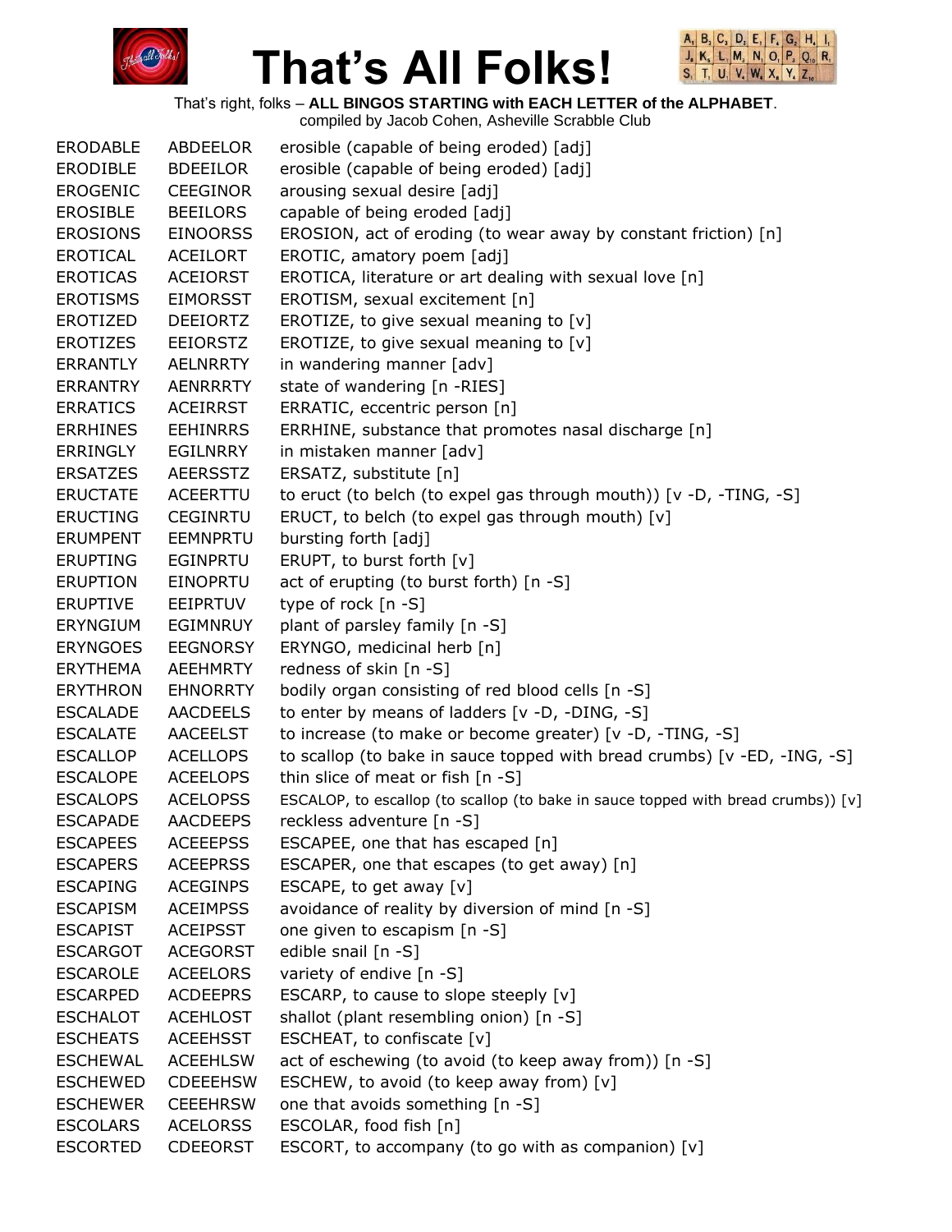# That's All Folks!

That's right, folks – **ALL BINGOS STARTING with EACH LETTER of the ALPHABET**.
compiled by Jacob Cohen, Asheville Scrabble Club

| | | |
|---|---|---|
| ERODABLE | ABDEELOR | erosible (capable of being eroded) [adj] |
| ERODIBLE | BDEEILOR | erosible (capable of being eroded) [adj] |
| EROGENIC | CEEGINOR | arousing sexual desire [adj] |
| EROSIBLE | BEEILORS | capable of being eroded [adj] |
| EROSIONS | EINOORSS | EROSION, act of eroding (to wear away by constant friction) [n] |
| EROTICAL | ACEILORT | EROTIC, amatory poem [adj] |
| EROTICAS | ACEIORST | EROTICA, literature or art dealing with sexual love [n] |
| EROTISMS | EIMORSST | EROTISM, sexual excitement [n] |
| EROTIZED | DEEIORTZ | EROTIZE, to give sexual meaning to [v] |
| EROTIZES | EEIORSTZ | EROTIZE, to give sexual meaning to [v] |
| ERRANTLY | AELNRRTY | in wandering manner [adv] |
| ERRANTRY | AENRRRTY | state of wandering [n -RIES] |
| ERRATICS | ACEIRRST | ERRATIC, eccentric person [n] |
| ERRHINES | EEHINRRS | ERRHINE, substance that promotes nasal discharge [n] |
| ERRINGLY | EGILNRRY | in mistaken manner [adv] |
| ERSATZES | AEERSSTZ | ERSATZ, substitute [n] |
| ERUCTATE | ACEERTTU | to eruct (to belch (to expel gas through mouth)) [v -D, -TING, -S] |
| ERUCTING | CEGINRTU | ERUCT, to belch (to expel gas through mouth) [v] |
| ERUMPENT | EEMNPRTU | bursting forth [adj] |
| ERUPTING | EGINPRTU | ERUPT, to burst forth [v] |
| ERUPTION | EINOPRTU | act of erupting (to burst forth) [n -S] |
| ERUPTIVE | EEIPRTUV | type of rock [n -S] |
| ERYNGIUM | EGIMNRUY | plant of parsley family [n -S] |
| ERYNGOES | EEGNORSY | ERYNGO, medicinal herb [n] |
| ERYTHEMA | AEEHMRTY | redness of skin [n -S] |
| ERYTHRON | EHNORRTY | bodily organ consisting of red blood cells [n -S] |
| ESCALADE | AACDEELS | to enter by means of ladders [v -D, -DING, -S] |
| ESCALATE | AACEELST | to increase (to make or become greater) [v -D, -TING, -S] |
| ESCALLOP | ACELLOPS | to scallop (to bake in sauce topped with bread crumbs) [v -ED, -ING, -S] |
| ESCALOPE | ACEELOPS | thin slice of meat or fish [n -S] |
| ESCALOPS | ACELOPSS | ESCALOP, to escallop (to scallop (to bake in sauce topped with bread crumbs)) [v] |
| ESCAPADE | AACDEEPS | reckless adventure [n -S] |
| ESCAPEES | ACEEEPSS | ESCAPEE, one that has escaped [n] |
| ESCAPERS | ACEEPRSS | ESCAPER, one that escapes (to get away) [n] |
| ESCAPING | ACEGINPS | ESCAPE, to get away [v] |
| ESCAPISM | ACEIMPSS | avoidance of reality by diversion of mind [n -S] |
| ESCAPIST | ACEIPSST | one given to escapism [n -S] |
| ESCARGOT | ACEGORST | edible snail [n -S] |
| ESCAROLE | ACEELORS | variety of endive [n -S] |
| ESCARPED | ACDEEPRS | ESCARP, to cause to slope steeply [v] |
| ESCHALOT | ACEHLOST | shallot (plant resembling onion) [n -S] |
| ESCHEATS | ACEEHSST | ESCHEAT, to confiscate [v] |
| ESCHEWAL | ACEEHLSW | act of eschewing (to avoid (to keep away from)) [n -S] |
| ESCHEWED | CDEEEHSW | ESCHEW, to avoid (to keep away from) [v] |
| ESCHEWER | CEEEHRSW | one that avoids something [n -S] |
| ESCOLARS | ACELORSS | ESCOLAR, food fish [n] |
| ESCORTED | CDEEORST | ESCORT, to accompany (to go with as companion) [v] |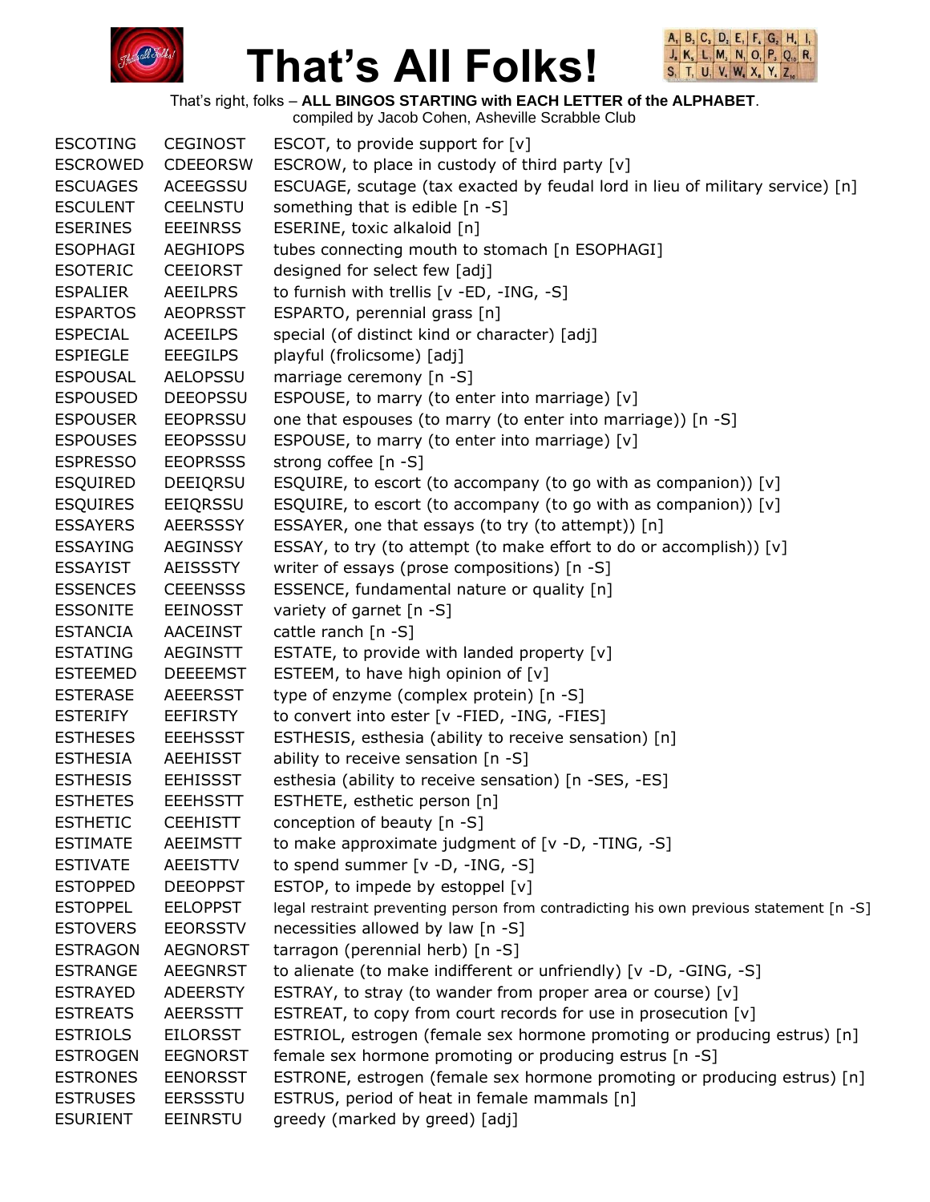# That's All Folks!

That's right, folks – **ALL BINGOS STARTING with EACH LETTER of the ALPHABET**.
compiled by Jacob Cohen, Asheville Scrabble Club

| | | |
|---|---|---|
| ESCOTING | CEGINOST | ESCOT, to provide support for [v] |
| ESCROWED | CDEEORSW | ESCROW, to place in custody of third party [v] |
| ESCUAGES | ACEEGSSU | ESCUAGE, scutage (tax exacted by feudal lord in lieu of military service) [n] |
| ESCULENT | CEELNSTU | something that is edible [n -S] |
| ESERINES | EEEINRSS | ESERINE, toxic alkaloid [n] |
| ESOPHAGI | AEGHIOPS | tubes connecting mouth to stomach [n ESOPHAGI] |
| ESOTERIC | CEEIORST | designed for select few [adj] |
| ESPALIER | AEEILPRS | to furnish with trellis [v -ED, -ING, -S] |
| ESPARTOS | AEOPRSST | ESPARTO, perennial grass [n] |
| ESPECIAL | ACEEILPS | special (of distinct kind or character) [adj] |
| ESPIEGLE | EEEGILPS | playful (frolicsome) [adj] |
| ESPOUSAL | AELOPSSU | marriage ceremony [n -S] |
| ESPOUSED | DEEOPSSU | ESPOUSE, to marry (to enter into marriage) [v] |
| ESPOUSER | EEOPRSSU | one that espouses (to marry (to enter into marriage)) [n -S] |
| ESPOUSES | EEOPSSSU | ESPOUSE, to marry (to enter into marriage) [v] |
| ESPRESSO | EEOPRSSS | strong coffee [n -S] |
| ESQUIRED | DEEIQRSU | ESQUIRE, to escort (to accompany (to go with as companion)) [v] |
| ESQUIRES | EEIQRSSU | ESQUIRE, to escort (to accompany (to go with as companion)) [v] |
| ESSAYERS | AEERSSSY | ESSAYER, one that essays (to try (to attempt)) [n] |
| ESSAYING | AEGINSSY | ESSAY, to try (to attempt (to make effort to do or accomplish)) [v] |
| ESSAYIST | AEISSSTY | writer of essays (prose compositions) [n -S] |
| ESSENCES | CEEENSSS | ESSENCE, fundamental nature or quality [n] |
| ESSONITE | EEINOSST | variety of garnet [n -S] |
| ESTANCIA | AACEINST | cattle ranch [n -S] |
| ESTATING | AEGINSTT | ESTATE, to provide with landed property [v] |
| ESTEEMED | DEEEEMST | ESTEEM, to have high opinion of [v] |
| ESTERASE | AEEERSST | type of enzyme (complex protein) [n -S] |
| ESTERIFY | EEFIRSTY | to convert into ester [v -FIED, -ING, -FIES] |
| ESTHESES | EEEHSSST | ESTHESIS, esthesia (ability to receive sensation) [n] |
| ESTHESIA | AEEHISST | ability to receive sensation [n -S] |
| ESTHESIS | EEHISSST | esthesia (ability to receive sensation) [n -SES, -ES] |
| ESTHETES | EEEHSSTT | ESTHETE, esthetic person [n] |
| ESTHETIC | CEEHISTT | conception of beauty [n -S] |
| ESTIMATE | AEEIMSTT | to make approximate judgment of [v -D, -TING, -S] |
| ESTIVATE | AEEISTTV | to spend summer [v -D, -ING, -S] |
| ESTOPPED | DEEOPPST | ESTOP, to impede by estoppel [v] |
| ESTOPPEL | EELOPPST | legal restraint preventing person from contradicting his own previous statement [n -S] |
| ESTOVERS | EEORSSTV | necessities allowed by law [n -S] |
| ESTRAGON | AEGNORST | tarragon (perennial herb) [n -S] |
| ESTRANGE | AEEGNRST | to alienate (to make indifferent or unfriendly) [v -D, -GING, -S] |
| ESTRAYED | ADEERSTY | ESTRAY, to stray (to wander from proper area or course) [v] |
| ESTREATS | AEERSSTT | ESTREAT, to copy from court records for use in prosecution [v] |
| ESTRIOLS | EILORSST | ESTRIOL, estrogen (female sex hormone promoting or producing estrus) [n] |
| ESTROGEN | EEGNORST | female sex hormone promoting or producing estrus [n -S] |
| ESTRONES | EENORSST | ESTRONE, estrogen (female sex hormone promoting or producing estrus) [n] |
| ESTRUSES | EERSSSTU | ESTRUS, period of heat in female mammals [n] |
| ESURIENT | EEINRSTU | greedy (marked by greed) [adj] |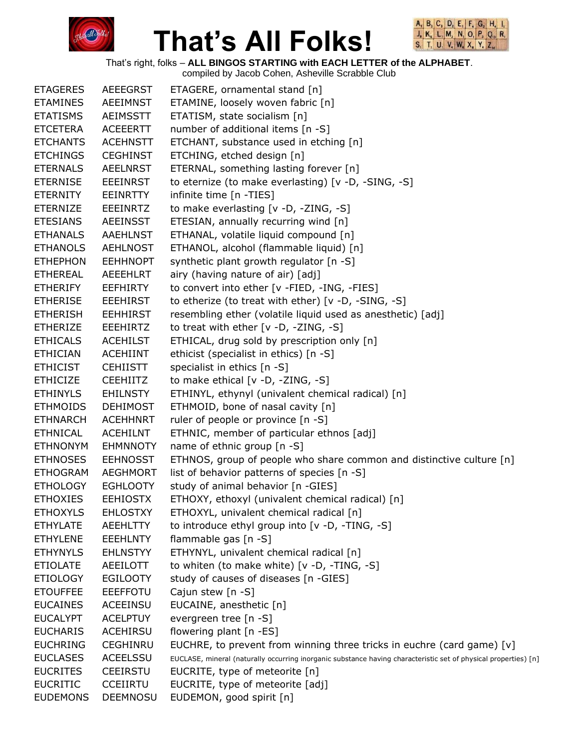# That's All Folks!

That's right, folks – **ALL BINGOS STARTING with EACH LETTER of the ALPHABET**.
compiled by Jacob Cohen, Asheville Scrabble Club

| | | |
|---|---|---|
| ETAGERES | AEEEGRST | ETAGERE, ornamental stand [n] |
| ETAMINES | AEEIMNST | ETAMINE, loosely woven fabric [n] |
| ETATISMS | AEIMSSTT | ETATISM, state socialism [n] |
| ETCETERA | ACEEERTT | number of additional items [n -S] |
| ETCHANTS | ACEHNSTT | ETCHANT, substance used in etching [n] |
| ETCHINGS | CEGHINST | ETCHING, etched design [n] |
| ETERNALS | AEELNRST | ETERNAL, something lasting forever [n] |
| ETERNISE | EEEINRST | to eternize (to make everlasting) [v -D, -SING, -S] |
| ETERNITY | EEINRTTY | infinite time [n -TIES] |
| ETERNIZE | EEEINRTZ | to make everlasting [v -D, -ZING, -S] |
| ETESIANS | AEEINSST | ETESIAN, annually recurring wind [n] |
| ETHANALS | AAEHLNST | ETHANAL, volatile liquid compound [n] |
| ETHANOLS | AEHLNOST | ETHANOL, alcohol (flammable liquid) [n] |
| ETHEPHON | EEHHNOPT | synthetic plant growth regulator [n -S] |
| ETHEREAL | AEEEHLRT | airy (having nature of air) [adj] |
| ETHERIFY | EEFHIRTY | to convert into ether [v -FIED, -ING, -FIES] |
| ETHERISE | EEEHIRST | to etherize (to treat with ether) [v -D, -SING, -S] |
| ETHERISH | EEHHIRST | resembling ether (volatile liquid used as anesthetic) [adj] |
| ETHERIZE | EEEHIRTZ | to treat with ether [v -D, -ZING, -S] |
| ETHICALS | ACEHILST | ETHICAL, drug sold by prescription only [n] |
| ETHICIAN | ACEHIINT | ethicist (specialist in ethics) [n -S] |
| ETHICIST | CEHIISTT | specialist in ethics [n -S] |
| ETHICIZE | CEEHIITZ | to make ethical [v -D, -ZING, -S] |
| ETHINYLS | EHILNSTY | ETHINYL, ethynyl (univalent chemical radical) [n] |
| ETHMOIDS | DEHIMOST | ETHMOID, bone of nasal cavity [n] |
| ETHNARCH | ACEHHNRT | ruler of people or province [n -S] |
| ETHNICAL | ACEHILNT | ETHNIC, member of particular ethnos [adj] |
| ETHNONYM | EHMNNOTY | name of ethnic group [n -S] |
| ETHNOSES | EEHNOSST | ETHNOS, group of people who share common and distinctive culture [n] |
| ETHOGRAM | AEGHMORT | list of behavior patterns of species [n -S] |
| ETHOLOGY | EGHLOOTY | study of animal behavior [n -GIES] |
| ETHOXIES | EEHIOSTX | ETHOXY, ethoxyl (univalent chemical radical) [n] |
| ETHOXYLS | EHLOSTXY | ETHOXYL, univalent chemical radical [n] |
| ETHYLATE | AEEHLTTY | to introduce ethyl group into [v -D, -TING, -S] |
| ETHYLENE | EEEHLNTY | flammable gas [n -S] |
| ETHYNYLS | EHLNSTYY | ETHYNYL, univalent chemical radical [n] |
| ETIOLATE | AEEILOTT | to whiten (to make white) [v -D, -TING, -S] |
| ETIOLOGY | EGILOOTY | study of causes of diseases [n -GIES] |
| ETOUFFEE | EEEFFOTU | Cajun stew [n -S] |
| EUCAINES | ACEEINSU | EUCAINE, anesthetic [n] |
| EUCALYPT | ACELPTUY | evergreen tree [n -S] |
| EUCHARIS | ACEHIRSU | flowering plant [n -ES] |
| EUCHRING | CEGHINRU | EUCHRE, to prevent from winning three tricks in euchre (card game) [v] |
| EUCLASES | ACEELSSU | EUCLASE, mineral (naturally occurring inorganic substance having characteristic set of physical properties) [n] |
| EUCRITES | CEEIRSTU | EUCRITE, type of meteorite [n] |
| EUCRITIC | CCEIIRTU | EUCRITE, type of meteorite [adj] |
| EUDEMONS | DEEMNOSU | EUDEMON, good spirit [n] |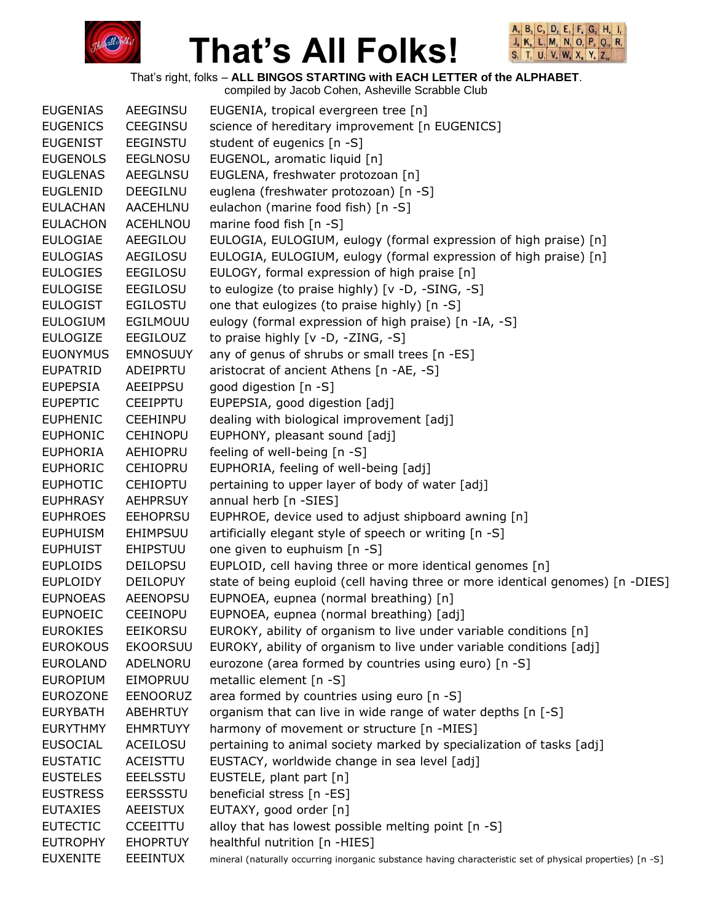# That's All Folks!

That's right, folks – **ALL BINGOS STARTING with EACH LETTER of the ALPHABET**.
compiled by Jacob Cohen, Asheville Scrabble Club

| | | |
|---|---|---|
| EUGENIAS | AEEGINSU | EUGENIA, tropical evergreen tree [n] |
| EUGENICS | CEEGINSU | science of hereditary improvement [n EUGENICS] |
| EUGENIST | EEGINSTU | student of eugenics [n -S] |
| EUGENOLS | EEGLNOSU | EUGENOL, aromatic liquid [n] |
| EUGLENAS | AEEGLNSU | EUGLENA, freshwater protozoan [n] |
| EUGLENID | DEEGILNU | euglena (freshwater protozoan) [n -S] |
| EULACHAN | AACEHLNU | eulachon (marine food fish) [n -S] |
| EULACHON | ACEHLNOU | marine food fish [n -S] |
| EULOGIAE | AEEGILOU | EULOGIA, EULOGIUM, eulogy (formal expression of high praise) [n] |
| EULOGIAS | AEGILOSU | EULOGIA, EULOGIUM, eulogy (formal expression of high praise) [n] |
| EULOGIES | EEGILOSU | EULOGY, formal expression of high praise [n] |
| EULOGISE | EEGILOSU | to eulogize (to praise highly) [v -D, -SING, -S] |
| EULOGIST | EGILOSTU | one that eulogizes (to praise highly) [n -S] |
| EULOGIUM | EGILMOUU | eulogy (formal expression of high praise) [n -IA, -S] |
| EULOGIZE | EEGILOUZ | to praise highly [v -D, -ZING, -S] |
| EUONYMUS | EMNOSUUY | any of genus of shrubs or small trees [n -ES] |
| EUPATRID | ADEIPRTU | aristocrat of ancient Athens [n -AE, -S] |
| EUPEPSIA | AEEIPPSU | good digestion [n -S] |
| EUPEPTIC | CEEIPPTU | EUPEPSIA, good digestion [adj] |
| EUPHENIC | CEEHINPU | dealing with biological improvement [adj] |
| EUPHONIC | CEHINOPU | EUPHONY, pleasant sound [adj] |
| EUPHORIA | AEHIOPRU | feeling of well-being [n -S] |
| EUPHORIC | CEHIOPRU | EUPHORIA, feeling of well-being [adj] |
| EUPHOTIC | CEHIOPTU | pertaining to upper layer of body of water [adj] |
| EUPHRASY | AEHPRSUY | annual herb [n -SIES] |
| EUPHROES | EEHOPRSU | EUPHROE, device used to adjust shipboard awning [n] |
| EUPHUISM | EHIMPSUU | artificially elegant style of speech or writing [n -S] |
| EUPHUIST | EHIPSTUU | one given to euphuism [n -S] |
| EUPLOIDS | DEILOPSU | EUPLOID, cell having three or more identical genomes [n] |
| EUPLOIDY | DEILOPUY | state of being euploid (cell having three or more identical genomes) [n -DIES] |
| EUPNOEAS | AEENOPSU | EUPNOEA, eupnea (normal breathing) [n] |
| EUPNOEIC | CEEINOPU | EUPNOEA, eupnea (normal breathing) [adj] |
| EUROKIES | EEIKORSU | EUROKY, ability of organism to live under variable conditions [n] |
| EUROKOUS | EKOORSUU | EUROKY, ability of organism to live under variable conditions [adj] |
| EUROLAND | ADELNORU | eurozone (area formed by countries using euro) [n -S] |
| EUROPIUM | EIMOPRUU | metallic element [n -S] |
| EUROZONE | EENOORUZ | area formed by countries using euro [n -S] |
| EURYBATH | ABEHRTUY | organism that can live in wide range of water depths [n [-S] |
| EURYTHMY | EHMRTUYY | harmony of movement or structure [n -MIES] |
| EUSOCIAL | ACEILOSU | pertaining to animal society marked by specialization of tasks [adj] |
| EUSTATIC | ACEISTTU | EUSTACY, worldwide change in sea level [adj] |
| EUSTELES | EEELSSTU | EUSTELE, plant part [n] |
| EUSTRESS | EERSSSTU | beneficial stress [n -ES] |
| EUTAXIES | AEEISTUX | EUTAXY, good order [n] |
| EUTECTIC | CCEEITTU | alloy that has lowest possible melting point [n -S] |
| EUTROPHY | EHOPRTUY | healthful nutrition [n -HIES] |
| EUXENITE | EEEINTUX | mineral (naturally occurring inorganic substance having characteristic set of physical properties) [n -S] |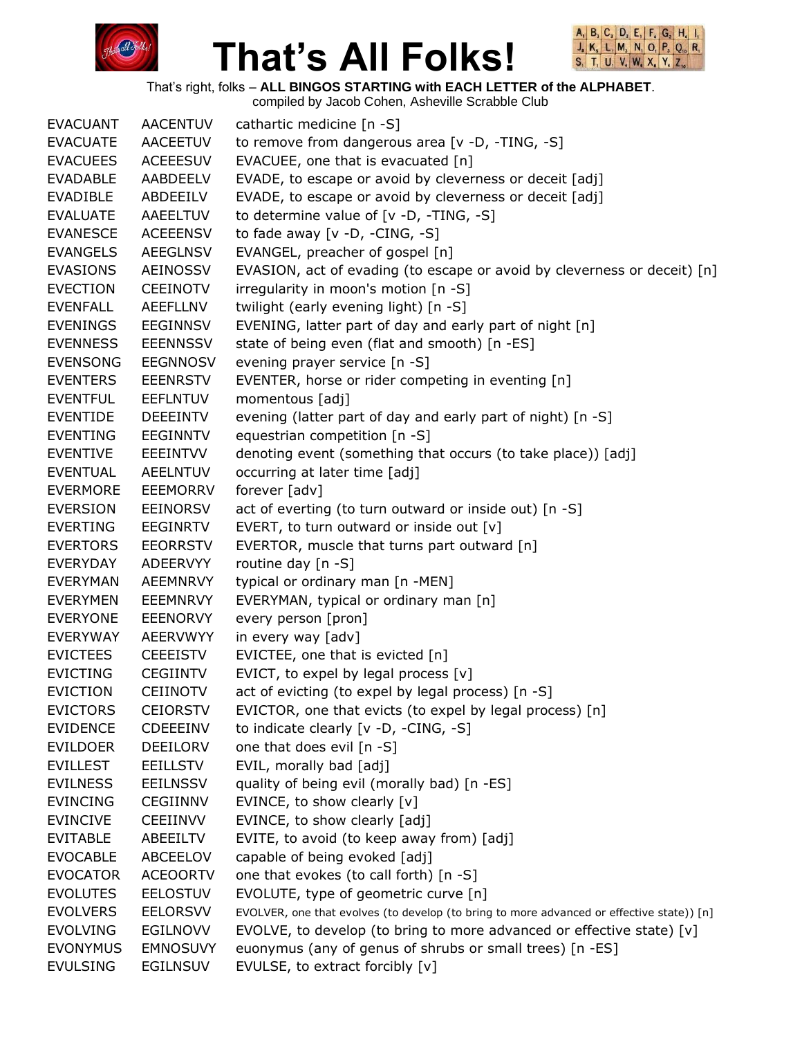# That's All Folks!

That's right, folks – **ALL BINGOS STARTING with EACH LETTER of the ALPHABET**.
compiled by Jacob Cohen, Asheville Scrabble Club

| | | |
|---|---|---|
| EVACUANT | AACENTUV | cathartic medicine [n -S] |
| EVACUATE | AACEETUV | to remove from dangerous area [v -D, -TING, -S] |
| EVACUEES | ACEEESUV | EVACUEE, one that is evacuated [n] |
| EVADABLE | AABDEELV | EVADE, to escape or avoid by cleverness or deceit [adj] |
| EVADIBLE | ABDEEILV | EVADE, to escape or avoid by cleverness or deceit [adj] |
| EVALUATE | AAEELTUV | to determine value of [v -D, -TING, -S] |
| EVANESCE | ACEEENSV | to fade away [v -D, -CING, -S] |
| EVANGELS | AEEGLNSV | EVANGEL, preacher of gospel [n] |
| EVASIONS | AEINOSSV | EVASION, act of evading (to escape or avoid by cleverness or deceit) [n] |
| EVECTION | CEEINOTV | irregularity in moon's motion [n -S] |
| EVENFALL | AEEFLLNV | twilight (early evening light) [n -S] |
| EVENINGS | EEGINNSV | EVENING, latter part of day and early part of night [n] |
| EVENNESS | EEENNSSV | state of being even (flat and smooth) [n -ES] |
| EVENSONG | EEGNNOSV | evening prayer service [n -S] |
| EVENTERS | EEENRSTV | EVENTER, horse or rider competing in eventing [n] |
| EVENTFUL | EEFLNTUV | momentous [adj] |
| EVENTIDE | DEEEINTV | evening (latter part of day and early part of night) [n -S] |
| EVENTING | EEGINNTV | equestrian competition [n -S] |
| EVENTIVE | EEEINTVV | denoting event (something that occurs (to take place)) [adj] |
| EVENTUAL | AEELNTUV | occurring at later time [adj] |
| EVERMORE | EEEMORRV | forever [adv] |
| EVERSION | EEINORSV | act of everting (to turn outward or inside out) [n -S] |
| EVERTING | EEGINRTV | EVERT, to turn outward or inside out [v] |
| EVERTORS | EEORRSTV | EVERTOR, muscle that turns part outward [n] |
| EVERYDAY | ADEERVYY | routine day [n -S] |
| EVERYMAN | AEEMNRVY | typical or ordinary man [n -MEN] |
| EVERYMEN | EEEMNRVY | EVERYMAN, typical or ordinary man [n] |
| EVERYONE | EEENORVY | every person [pron] |
| EVERYWAY | AEERVWYY | in every way [adv] |
| EVICTEES | CEEEISTV | EVICTEE, one that is evicted [n] |
| EVICTING | CEGIINTV | EVICT, to expel by legal process [v] |
| EVICTION | CEIINOTV | act of evicting (to expel by legal process) [n -S] |
| EVICTORS | CEIORSTV | EVICTOR, one that evicts (to expel by legal process) [n] |
| EVIDENCE | CDEEEINV | to indicate clearly [v -D, -CING, -S] |
| EVILDOER | DEEILORV | one that does evil [n -S] |
| EVILLEST | EEILLSTV | EVIL, morally bad [adj] |
| EVILNESS | EEILNSSV | quality of being evil (morally bad) [n -ES] |
| EVINCING | CEGIINNV | EVINCE, to show clearly [v] |
| EVINCIVE | CEEIINVV | EVINCE, to show clearly [adj] |
| EVITABLE | ABEEILTV | EVITE, to avoid (to keep away from) [adj] |
| EVOCABLE | ABCEELOV | capable of being evoked [adj] |
| EVOCATOR | ACEOORTV | one that evokes (to call forth) [n -S] |
| EVOLUTES | EELOSTUV | EVOLUTE, type of geometric curve [n] |
| EVOLVERS | EELORSVV | EVOLVER, one that evolves (to develop (to bring to more advanced or effective state)) [n] |
| EVOLVING | EGILNOVV | EVOLVE, to develop (to bring to more advanced or effective state) [v] |
| EVONYMUS | EMNOSUVY | euonymus (any of genus of shrubs or small trees) [n -ES] |
| EVULSING | EGILNSUV | EVULSE, to extract forcibly [v] |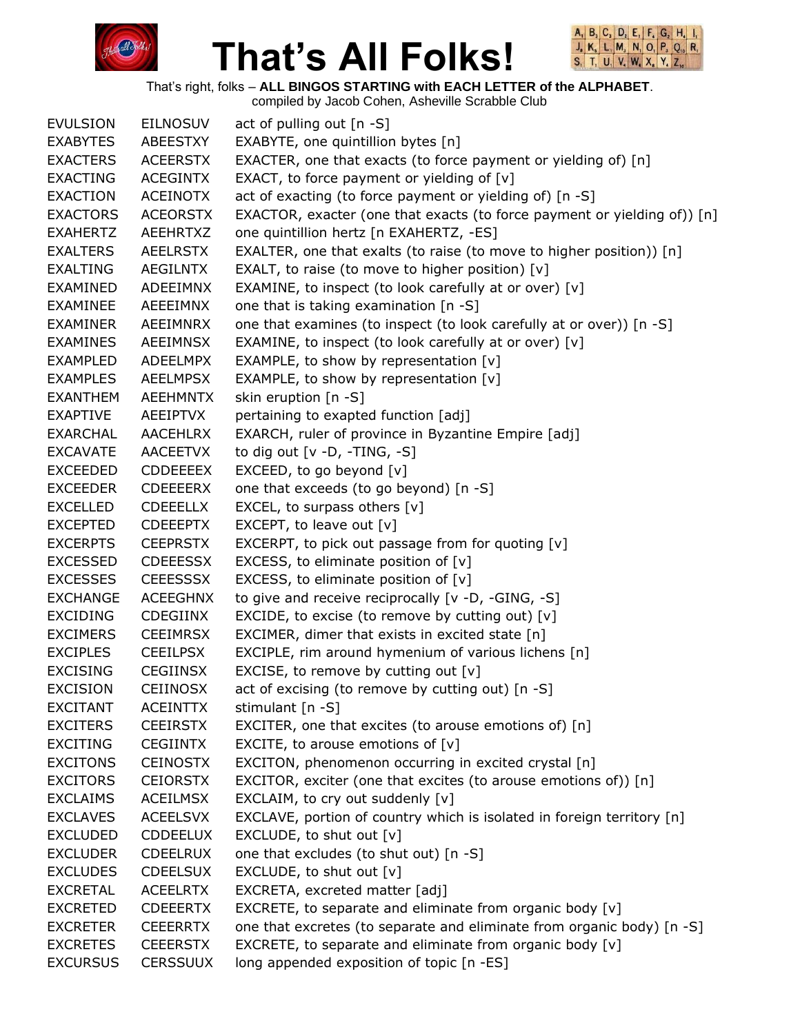# That's All Folks!

That's right, folks – **ALL BINGOS STARTING with EACH LETTER of the ALPHABET**.
compiled by Jacob Cohen, Asheville Scrabble Club

| | | |
|---|---|---|
| EVULSION | EILNOSUV | act of pulling out [n -S] |
| EXABYTES | ABEESTXY | EXABYTE, one quintillion bytes [n] |
| EXACTERS | ACEERSTX | EXACTER, one that exacts (to force payment or yielding of) [n] |
| EXACTING | ACEGINTX | EXACT, to force payment or yielding of [v] |
| EXACTION | ACEINOTX | act of exacting (to force payment or yielding of) [n -S] |
| EXACTORS | ACEORSTX | EXACTOR, exacter (one that exacts (to force payment or yielding of)) [n] |
| EXAHERTZ | AEEHRTXZ | one quintillion hertz [n EXAHERTZ, -ES] |
| EXALTERS | AEELRSTX | EXALTER, one that exalts (to raise (to move to higher position)) [n] |
| EXALTING | AEGILNTX | EXALT, to raise (to move to higher position) [v] |
| EXAMINED | ADEEIMNX | EXAMINE, to inspect (to look carefully at or over) [v] |
| EXAMINEE | AEEEIMNX | one that is taking examination [n -S] |
| EXAMINER | AEEIMNRX | one that examines (to inspect (to look carefully at or over)) [n -S] |
| EXAMINES | AEEIMNSX | EXAMINE, to inspect (to look carefully at or over) [v] |
| EXAMPLED | ADEELMPX | EXAMPLE, to show by representation [v] |
| EXAMPLES | AEELMPSX | EXAMPLE, to show by representation [v] |
| EXANTHEM | AEEHMNTX | skin eruption [n -S] |
| EXAPTIVE | AEEIPTVX | pertaining to exapted function [adj] |
| EXARCHAL | AACEHLRX | EXARCH, ruler of province in Byzantine Empire [adj] |
| EXCAVATE | AACEETVX | to dig out [v -D, -TING, -S] |
| EXCEEDED | CDDEEEEX | EXCEED, to go beyond [v] |
| EXCEEDER | CDEEEERX | one that exceeds (to go beyond) [n -S] |
| EXCELLED | CDEEELLX | EXCEL, to surpass others [v] |
| EXCEPTED | CDEEEPTX | EXCEPT, to leave out [v] |
| EXCERPTS | CEEPRSTX | EXCERPT, to pick out passage from for quoting [v] |
| EXCESSED | CDEEESSX | EXCESS, to eliminate position of [v] |
| EXCESSES | CEEESSSX | EXCESS, to eliminate position of [v] |
| EXCHANGE | ACEEGHNX | to give and receive reciprocally [v -D, -GING, -S] |
| EXCIDING | CDEGIINX | EXCIDE, to excise (to remove by cutting out) [v] |
| EXCIMERS | CEEIMRSX | EXCIMER, dimer that exists in excited state [n] |
| EXCIPLES | CEEILPSX | EXCIPLE, rim around hymenium of various lichens [n] |
| EXCISING | CEGIINSX | EXCISE, to remove by cutting out [v] |
| EXCISION | CEIINOSX | act of excising (to remove by cutting out) [n -S] |
| EXCITANT | ACEINTTX | stimulant [n -S] |
| EXCITERS | CEEIRSTX | EXCITER, one that excites (to arouse emotions of) [n] |
| EXCITING | CEGIINTX | EXCITE, to arouse emotions of [v] |
| EXCITONS | CEINOSTX | EXCITON, phenomenon occurring in excited crystal [n] |
| EXCITORS | CEIORSTX | EXCITOR, exciter (one that excites (to arouse emotions of)) [n] |
| EXCLAIMS | ACEILMSX | EXCLAIM, to cry out suddenly [v] |
| EXCLAVES | ACEELSVX | EXCLAVE, portion of country which is isolated in foreign territory [n] |
| EXCLUDED | CDDEELUX | EXCLUDE, to shut out [v] |
| EXCLUDER | CDEELRUX | one that excludes (to shut out) [n -S] |
| EXCLUDES | CDEELSUX | EXCLUDE, to shut out [v] |
| EXCRETAL | ACEELRTX | EXCRETA, excreted matter [adj] |
| EXCRETED | CDEEERTX | EXCRETE, to separate and eliminate from organic body [v] |
| EXCRETER | CEEERRTX | one that excretes (to separate and eliminate from organic body) [n -S] |
| EXCRETES | CEEERSTX | EXCRETE, to separate and eliminate from organic body [v] |
| EXCURSUS | CERSSUUX | long appended exposition of topic [n -ES] |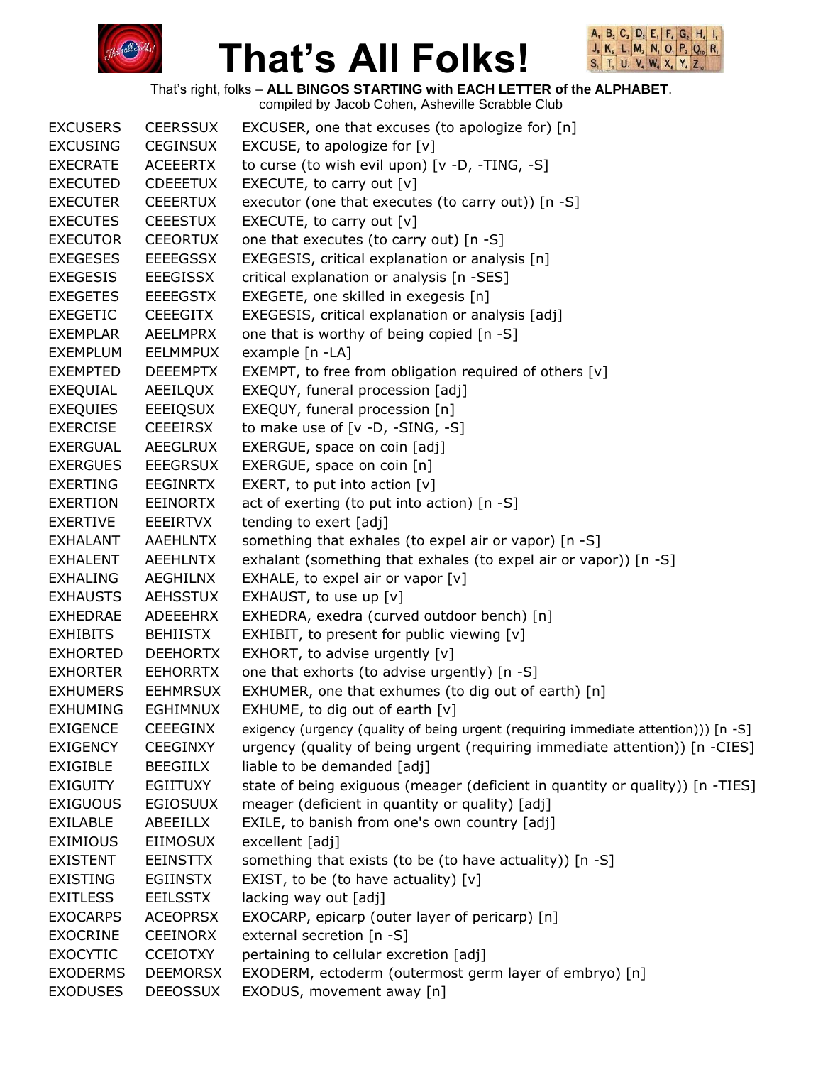# That's All Folks!

That's right, folks – **ALL BINGOS STARTING with EACH LETTER of the ALPHABET**.
compiled by Jacob Cohen, Asheville Scrabble Club

| | | |
|---|---|---|
| EXCUSERS | CEERSSUX | EXCUSER, one that excuses (to apologize for) [n] |
| EXCUSING | CEGINSUX | EXCUSE, to apologize for [v] |
| EXECRATE | ACEEERTX | to curse (to wish evil upon) [v -D, -TING, -S] |
| EXECUTED | CDEEETUX | EXECUTE, to carry out [v] |
| EXECUTER | CEEERTUX | executor (one that executes (to carry out)) [n -S] |
| EXECUTES | CEEESTUX | EXECUTE, to carry out [v] |
| EXECUTOR | CEEORTUX | one that executes (to carry out) [n -S] |
| EXEGESES | EEEEGSSX | EXEGESIS, critical explanation or analysis [n] |
| EXEGESIS | EEEGISSX | critical explanation or analysis [n -SES] |
| EXEGETES | EEEEGSTX | EXEGETE, one skilled in exegesis [n] |
| EXEGETIC | CEEEGITX | EXEGESIS, critical explanation or analysis [adj] |
| EXEMPLAR | AEELMPRX | one that is worthy of being copied [n -S] |
| EXEMPLUM | EELMMPUX | example [n -LA] |
| EXEMPTED | DEEEMPTX | EXEMPT, to free from obligation required of others [v] |
| EXEQUIAL | AEEILQUX | EXEQUY, funeral procession [adj] |
| EXEQUIES | EEEIQSUX | EXEQUY, funeral procession [n] |
| EXERCISE | CEEEIRSX | to make use of [v -D, -SING, -S] |
| EXERGUAL | AEEGLRUX | EXERGUE, space on coin [adj] |
| EXERGUES | EEEGRSUX | EXERGUE, space on coin [n] |
| EXERTING | EEGINRTX | EXERT, to put into action [v] |
| EXERTION | EEINORTX | act of exerting (to put into action) [n -S] |
| EXERTIVE | EEEIRTVX | tending to exert [adj] |
| EXHALANT | AAEHLNTX | something that exhales (to expel air or vapor) [n -S] |
| EXHALENT | AEEHLNTX | exhalant (something that exhales (to expel air or vapor)) [n -S] |
| EXHALING | AEGHILNX | EXHALE, to expel air or vapor [v] |
| EXHAUSTS | AEHSSTUX | EXHAUST, to use up [v] |
| EXHEDRAE | ADEEEHRX | EXHEDRA, exedra (curved outdoor bench) [n] |
| EXHIBITS | BEHIISTX | EXHIBIT, to present for public viewing [v] |
| EXHORTED | DEEHORTX | EXHORT, to advise urgently [v] |
| EXHORTER | EEHORRTX | one that exhorts (to advise urgently) [n -S] |
| EXHUMERS | EEHMRSUX | EXHUMER, one that exhumes (to dig out of earth) [n] |
| EXHUMING | EGHIMNUX | EXHUME, to dig out of earth [v] |
| EXIGENCE | CEEEGINX | exigency (urgency (quality of being urgent (requiring immediate attention))) [n -S] |
| EXIGENCY | CEEGINXY | urgency (quality of being urgent (requiring immediate attention)) [n -CIES] |
| EXIGIBLE | BEEGIILX | liable to be demanded [adj] |
| EXIGUITY | EGIITUXY | state of being exiguous (meager (deficient in quantity or quality)) [n -TIES] |
| EXIGUOUS | EGIOSUUX | meager (deficient in quantity or quality) [adj] |
| EXILABLE | ABEEILLX | EXILE, to banish from one's own country [adj] |
| EXIMIOUS | EIIMOSUX | excellent [adj] |
| EXISTENT | EEINSTTX | something that exists (to be (to have actuality)) [n -S] |
| EXISTING | EGIINSTX | EXIST, to be (to have actuality) [v] |
| EXITLESS | EEILSSTX | lacking way out [adj] |
| EXOCARPS | ACEOPRSX | EXOCARP, epicarp (outer layer of pericarp) [n] |
| EXOCRINE | CEEINORX | external secretion [n -S] |
| EXOCYTIC | CCEIOTXY | pertaining to cellular excretion [adj] |
| EXODERMS | DEEMORSX | EXODERM, ectoderm (outermost germ layer of embryo) [n] |
| EXODUSES | DEEOSSUX | EXODUS, movement away [n] |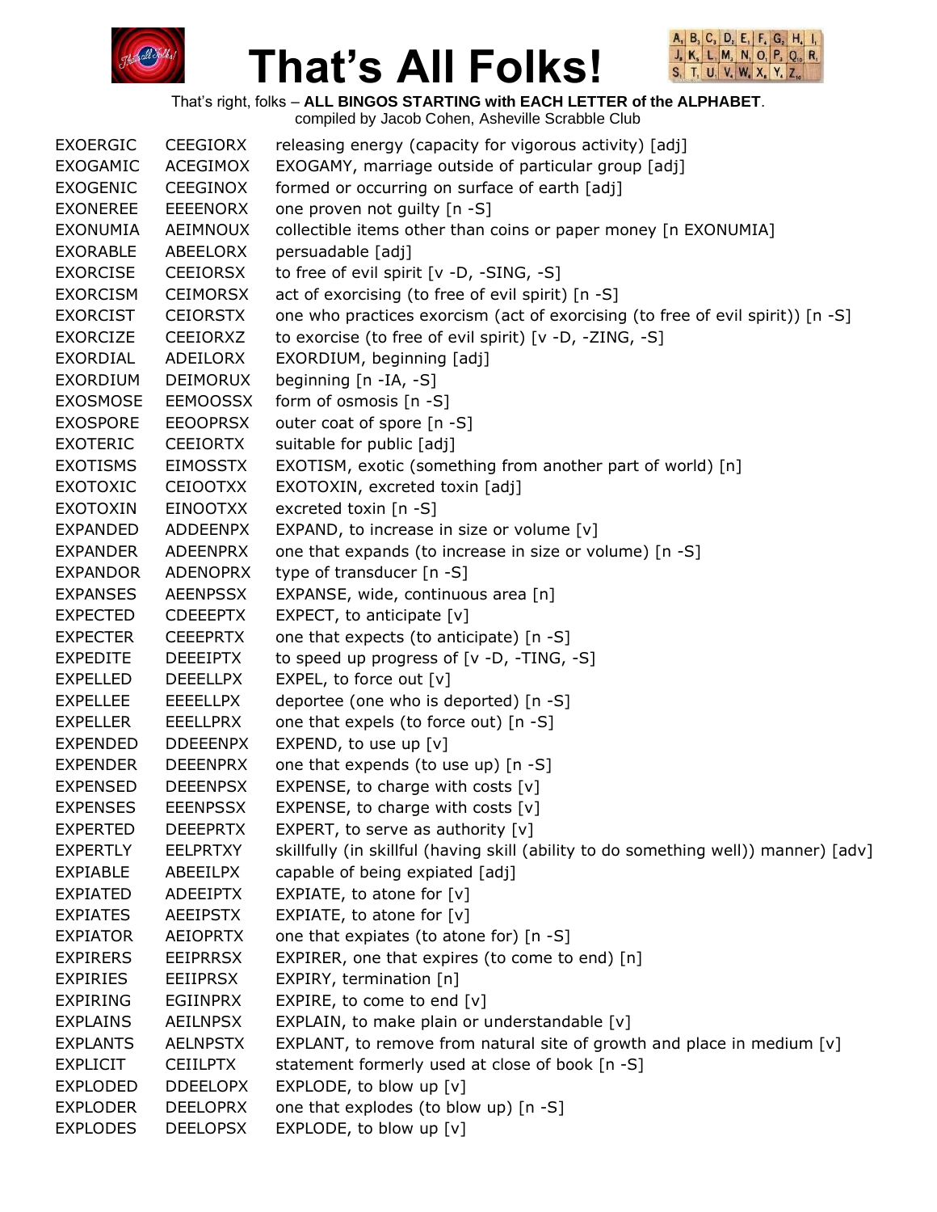# That's All Folks!

That's right, folks – **ALL BINGOS STARTING with EACH LETTER of the ALPHABET**.
compiled by Jacob Cohen, Asheville Scrabble Club

| | | |
|---|---|---|
| EXOERGIC | CEEGIORX | releasing energy (capacity for vigorous activity) [adj] |
| EXOGAMIC | ACEGIMOX | EXOGAMY, marriage outside of particular group [adj] |
| EXOGENIC | CEEGINOX | formed or occurring on surface of earth [adj] |
| EXONEREE | EEEENORX | one proven not guilty [n -S] |
| EXONUMIA | AEIMNOUX | collectible items other than coins or paper money [n EXONUMIA] |
| EXORABLE | ABEELORX | persuadable [adj] |
| EXORCISE | CEEIORSX | to free of evil spirit [v -D, -SING, -S] |
| EXORCISM | CEIMORSX | act of exorcising (to free of evil spirit) [n -S] |
| EXORCIST | CEIORSTX | one who practices exorcism (act of exorcising (to free of evil spirit)) [n -S] |
| EXORCIZE | CEEIORXZ | to exorcise (to free of evil spirit) [v -D, -ZING, -S] |
| EXORDIAL | ADEILORX | EXORDIUM, beginning [adj] |
| EXORDIUM | DEIMORUX | beginning [n -IA, -S] |
| EXOSMOSE | EEMOOSSX | form of osmosis [n -S] |
| EXOSPORE | EEOOPRSX | outer coat of spore [n -S] |
| EXOTERIC | CEEIORTX | suitable for public [adj] |
| EXOTISMS | EIMOSSTX | EXOTISM, exotic (something from another part of world) [n] |
| EXOTOXIC | CEIOOTXX | EXOTOXIN, excreted toxin [adj] |
| EXOTOXIN | EINOOTXX | excreted toxin [n -S] |
| EXPANDED | ADDEENPX | EXPAND, to increase in size or volume [v] |
| EXPANDER | ADEENPRX | one that expands (to increase in size or volume) [n -S] |
| EXPANDOR | ADENOPRX | type of transducer [n -S] |
| EXPANSES | AEENPSSX | EXPANSE, wide, continuous area [n] |
| EXPECTED | CDEEEPTX | EXPECT, to anticipate [v] |
| EXPECTER | CEEEPRTX | one that expects (to anticipate) [n -S] |
| EXPEDITE | DEEEIPTX | to speed up progress of [v -D, -TING, -S] |
| EXPELLED | DEEELLPX | EXPEL, to force out [v] |
| EXPELLEE | EEEELLPX | deportee (one who is deported) [n -S] |
| EXPELLER | EEELLPRX | one that expels (to force out) [n -S] |
| EXPENDED | DDEEENPX | EXPEND, to use up [v] |
| EXPENDER | DEEENPRX | one that expends (to use up) [n -S] |
| EXPENSED | DEEENPSX | EXPENSE, to charge with costs [v] |
| EXPENSES | EEENPSSX | EXPENSE, to charge with costs [v] |
| EXPERTED | DEEEPRTX | EXPERT, to serve as authority [v] |
| EXPERTLY | EELPRTXY | skillfully (in skillful (having skill (ability to do something well)) manner) [adv] |
| EXPIABLE | ABEEILPX | capable of being expiated [adj] |
| EXPIATED | ADEEIPTX | EXPIATE, to atone for [v] |
| EXPIATES | AEEIPSTX | EXPIATE, to atone for [v] |
| EXPIATOR | AEIOPRTX | one that expiates (to atone for) [n -S] |
| EXPIRERS | EEIPRRSX | EXPIRER, one that expires (to come to end) [n] |
| EXPIRIES | EEIIPRSX | EXPIRY, termination [n] |
| EXPIRING | EGIINPRX | EXPIRE, to come to end [v] |
| EXPLAINS | AEILNPSX | EXPLAIN, to make plain or understandable [v] |
| EXPLANTS | AELNPSTX | EXPLANT, to remove from natural site of growth and place in medium [v] |
| EXPLICIT | CEIILPTX | statement formerly used at close of book [n -S] |
| EXPLODED | DDEELOPX | EXPLODE, to blow up [v] |
| EXPLODER | DEELOPRX | one that explodes (to blow up) [n -S] |
| EXPLODES | DEELOPSX | EXPLODE, to blow up [v] |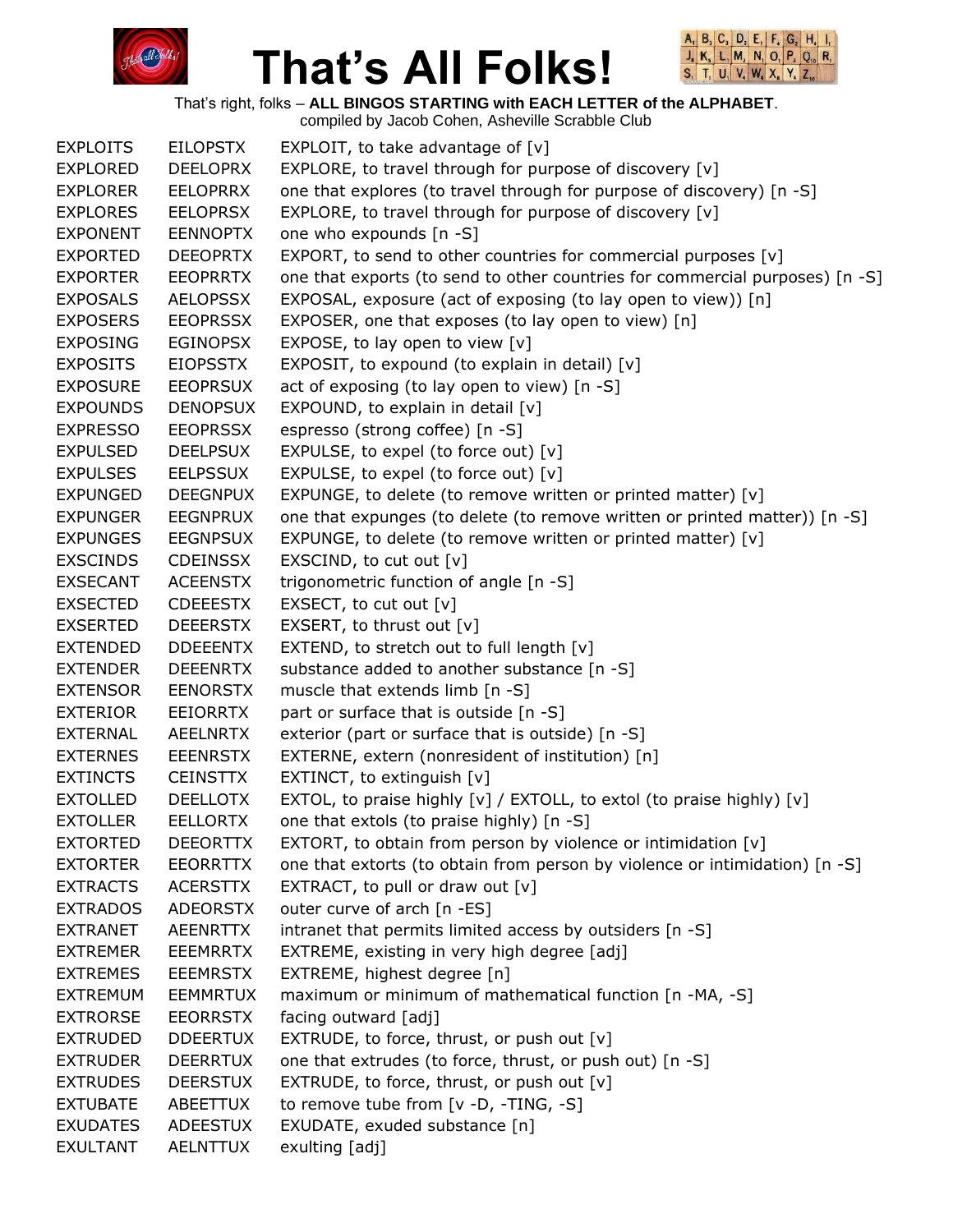# That's All Folks!

That's right, folks – **ALL BINGOS STARTING with EACH LETTER of the ALPHABET**.
compiled by Jacob Cohen, Asheville Scrabble Club

| | | |
|---|---|---|
| EXPLOITS | EILOPSTX | EXPLOIT, to take advantage of [v] |
| EXPLORED | DEELOPRX | EXPLORE, to travel through for purpose of discovery [v] |
| EXPLORER | EELOPRRX | one that explores (to travel through for purpose of discovery) [n -S] |
| EXPLORES | EELOPRSX | EXPLORE, to travel through for purpose of discovery [v] |
| EXPONENT | EENNOPTX | one who expounds [n -S] |
| EXPORTED | DEEOPRTX | EXPORT, to send to other countries for commercial purposes [v] |
| EXPORTER | EEOPRRTX | one that exports (to send to other countries for commercial purposes) [n -S] |
| EXPOSALS | AELOPSSX | EXPOSAL, exposure (act of exposing (to lay open to view)) [n] |
| EXPOSERS | EEOPRSSX | EXPOSER, one that exposes (to lay open to view) [n] |
| EXPOSING | EGINOPSX | EXPOSE, to lay open to view [v] |
| EXPOSITS | EIOPSSTX | EXPOSIT, to expound (to explain in detail) [v] |
| EXPOSURE | EEOPRSUX | act of exposing (to lay open to view) [n -S] |
| EXPOUNDS | DENOPSUX | EXPOUND, to explain in detail [v] |
| EXPRESSO | EEOPRSSX | espresso (strong coffee) [n -S] |
| EXPULSED | DEELPSUX | EXPULSE, to expel (to force out) [v] |
| EXPULSES | EELPSSUX | EXPULSE, to expel (to force out) [v] |
| EXPUNGED | DEEGNPUX | EXPUNGE, to delete (to remove written or printed matter) [v] |
| EXPUNGER | EEGNPRUX | one that expunges (to delete (to remove written or printed matter)) [n -S] |
| EXPUNGES | EEGNPSUX | EXPUNGE, to delete (to remove written or printed matter) [v] |
| EXSCINDS | CDEINSSX | EXSCIND, to cut out [v] |
| EXSECANT | ACEENSTX | trigonometric function of angle [n -S] |
| EXSECTED | CDEEESTX | EXSECT, to cut out [v] |
| EXSERTED | DEEERSTX | EXSERT, to thrust out [v] |
| EXTENDED | DDEEENTX | EXTEND, to stretch out to full length [v] |
| EXTENDER | DEEENRTX | substance added to another substance [n -S] |
| EXTENSOR | EENORSTX | muscle that extends limb [n -S] |
| EXTERIOR | EEIORRTX | part or surface that is outside [n -S] |
| EXTERNAL | AEELNRTX | exterior (part or surface that is outside) [n -S] |
| EXTERNES | EEENRSTX | EXTERNE, extern (nonresident of institution) [n] |
| EXTINCTS | CEINSTTX | EXTINCT, to extinguish [v] |
| EXTOLLED | DEELLOTX | EXTOL, to praise highly [v] / EXTOLL, to extol (to praise highly) [v] |
| EXTOLLER | EELLORTX | one that extols (to praise highly) [n -S] |
| EXTORTED | DEEORTTX | EXTORT, to obtain from person by violence or intimidation [v] |
| EXTORTER | EEORRTTX | one that extorts (to obtain from person by violence or intimidation) [n -S] |
| EXTRACTS | ACERSTTX | EXTRACT, to pull or draw out [v] |
| EXTRADOS | ADEORSTX | outer curve of arch [n -ES] |
| EXTRANET | AEENRTTX | intranet that permits limited access by outsiders [n -S] |
| EXTREMER | EEEMRRTX | EXTREME, existing in very high degree [adj] |
| EXTREMES | EEEMRSTX | EXTREME, highest degree [n] |
| EXTREMUM | EEMMRTUX | maximum or minimum of mathematical function [n -MA, -S] |
| EXTRORSE | EEORRSTX | facing outward [adj] |
| EXTRUDED | DDEERTUX | EXTRUDE, to force, thrust, or push out [v] |
| EXTRUDER | DEERRTUX | one that extrudes (to force, thrust, or push out) [n -S] |
| EXTRUDES | DEERSTUX | EXTRUDE, to force, thrust, or push out [v] |
| EXTUBATE | ABEETTUX | to remove tube from [v -D, -TING, -S] |
| EXUDATES | ADEESTUX | EXUDATE, exuded substance [n] |
| EXULTANT | AELNTTUX | exulting [adj] |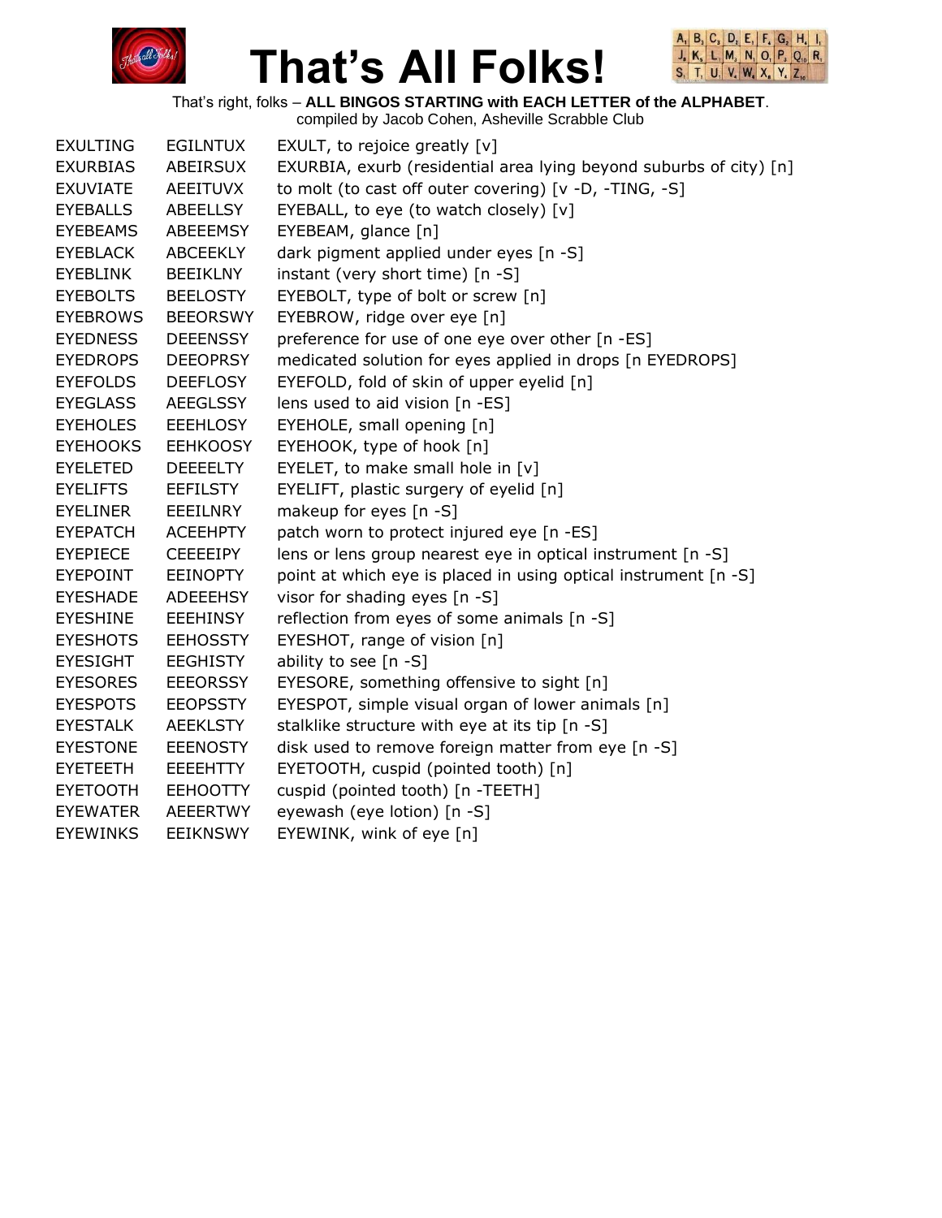# That's All Folks!

That's right, folks – **ALL BINGOS STARTING with EACH LETTER of the ALPHABET**.
compiled by Jacob Cohen, Asheville Scrabble Club

| | | |
|---|---|---|
| EXULTING | EGILNTUX | EXULT, to rejoice greatly [v] |
| EXURBIAS | ABEIRSUX | EXURBIA, exurb (residential area lying beyond suburbs of city) [n] |
| EXUVIATE | AEEITUVX | to molt (to cast off outer covering) [v -D, -TING, -S] |
| EYEBALLS | ABEELLSY | EYEBALL, to eye (to watch closely) [v] |
| EYEBEAMS | ABEEEMSY | EYEBEAM, glance [n] |
| EYEBLACK | ABCEEKLY | dark pigment applied under eyes [n -S] |
| EYEBLINK | BEEIKLNY | instant (very short time) [n -S] |
| EYEBOLTS | BEELOSTY | EYEBOLT, type of bolt or screw [n] |
| EYEBROWS | BEEORSWY | EYEBROW, ridge over eye [n] |
| EYEDNESS | DEEENSSY | preference for use of one eye over other [n -ES] |
| EYEDROPS | DEEOPRSY | medicated solution for eyes applied in drops [n EYEDROPS] |
| EYEFOLDS | DEEFLOSY | EYEFOLD, fold of skin of upper eyelid [n] |
| EYEGLASS | AEEGLSSY | lens used to aid vision [n -ES] |
| EYEHOLES | EEEHLOSY | EYEHOLE, small opening [n] |
| EYEHOOKS | EEHKOOSY | EYEHOOK, type of hook [n] |
| EYELETED | DEEEELTY | EYELET, to make small hole in [v] |
| EYELIFTS | EEFILSTY | EYELIFT, plastic surgery of eyelid [n] |
| EYELINER | EEEILNRY | makeup for eyes [n -S] |
| EYEPATCH | ACEEHPTY | patch worn to protect injured eye [n -ES] |
| EYEPIECE | CEEEEIPY | lens or lens group nearest eye in optical instrument [n -S] |
| EYEPOINT | EEINOPTY | point at which eye is placed in using optical instrument [n -S] |
| EYESHADE | ADEEEHSY | visor for shading eyes [n -S] |
| EYESHINE | EEEHINSY | reflection from eyes of some animals [n -S] |
| EYESHOTS | EEHOSSTY | EYESHOT, range of vision [n] |
| EYESIGHT | EEGHISTY | ability to see [n -S] |
| EYESORES | EEEORSSY | EYESORE, something offensive to sight [n] |
| EYESPOTS | EEOPSSTY | EYESPOT, simple visual organ of lower animals [n] |
| EYESTALK | AEEKLSTY | stalklike structure with eye at its tip [n -S] |
| EYESTONE | EEENOSTY | disk used to remove foreign matter from eye [n -S] |
| EYETEETH | EEEEHTTY | EYETOOTH, cuspid (pointed tooth) [n] |
| EYETOOTH | EEHOOTTY | cuspid (pointed tooth) [n -TEETH] |
| EYEWATER | AEEERTWY | eyewash (eye lotion) [n -S] |
| EYEWINKS | EEIKNSWY | EYEWINK, wink of eye [n] |